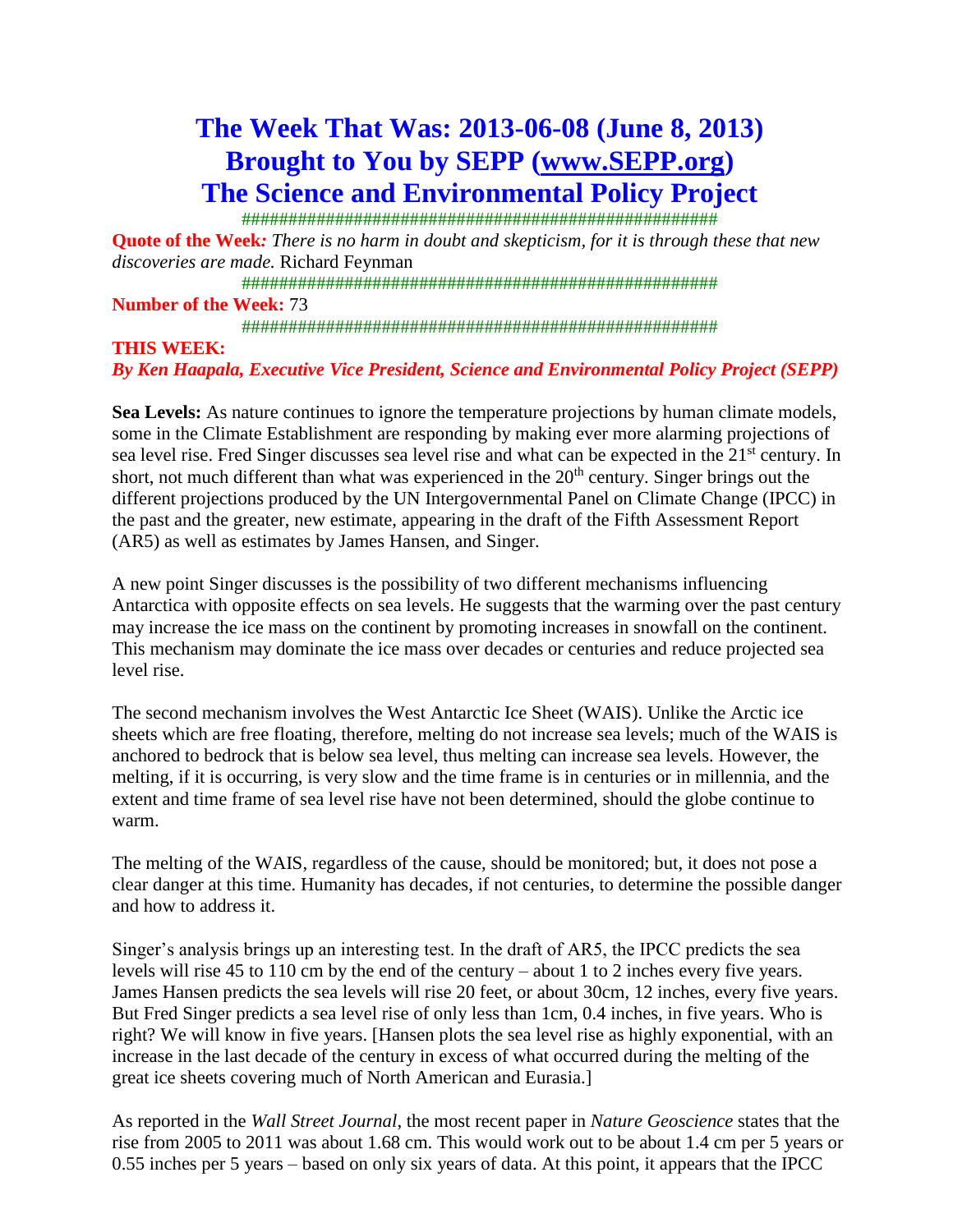# The Week That Was: 2013-06-08 (June 8, 2013)
# Brought to You by SEPP (www.SEPP.org)
# The Science and Environmental Policy Project

###################################################

**Quote of the Week:** *There is no harm in doubt and skepticism, for it is through these that new discoveries are made.* Richard Feynman

###################################################

**Number of the Week:** 73

###################################################

**THIS WEEK:**

***By Ken Haapala, Executive Vice President, Science and Environmental Policy Project (SEPP)***

**Sea Levels:** As nature continues to ignore the temperature projections by human climate models, some in the Climate Establishment are responding by making ever more alarming projections of sea level rise. Fred Singer discusses sea level rise and what can be expected in the 21st century. In short, not much different than what was experienced in the 20th century. Singer brings out the different projections produced by the UN Intergovernmental Panel on Climate Change (IPCC) in the past and the greater, new estimate, appearing in the draft of the Fifth Assessment Report (AR5) as well as estimates by James Hansen, and Singer.

A new point Singer discusses is the possibility of two different mechanisms influencing Antarctica with opposite effects on sea levels. He suggests that the warming over the past century may increase the ice mass on the continent by promoting increases in snowfall on the continent. This mechanism may dominate the ice mass over decades or centuries and reduce projected sea level rise.

The second mechanism involves the West Antarctic Ice Sheet (WAIS). Unlike the Arctic ice sheets which are free floating, therefore, melting do not increase sea levels; much of the WAIS is anchored to bedrock that is below sea level, thus melting can increase sea levels. However, the melting, if it is occurring, is very slow and the time frame is in centuries or in millennia, and the extent and time frame of sea level rise have not been determined, should the globe continue to warm.

The melting of the WAIS, regardless of the cause, should be monitored; but, it does not pose a clear danger at this time. Humanity has decades, if not centuries, to determine the possible danger and how to address it.

Singer's analysis brings up an interesting test. In the draft of AR5, the IPCC predicts the sea levels will rise 45 to 110 cm by the end of the century – about 1 to 2 inches every five years. James Hansen predicts the sea levels will rise 20 feet, or about 30cm, 12 inches, every five years. But Fred Singer predicts a sea level rise of only less than 1cm, 0.4 inches, in five years. Who is right? We will know in five years. [Hansen plots the sea level rise as highly exponential, with an increase in the last decade of the century in excess of what occurred during the melting of the great ice sheets covering much of North American and Eurasia.]

As reported in the *Wall Street Journal*, the most recent paper in *Nature Geoscience* states that the rise from 2005 to 2011 was about 1.68 cm. This would work out to be about 1.4 cm per 5 years or 0.55 inches per 5 years – based on only six years of data. At this point, it appears that the IPCC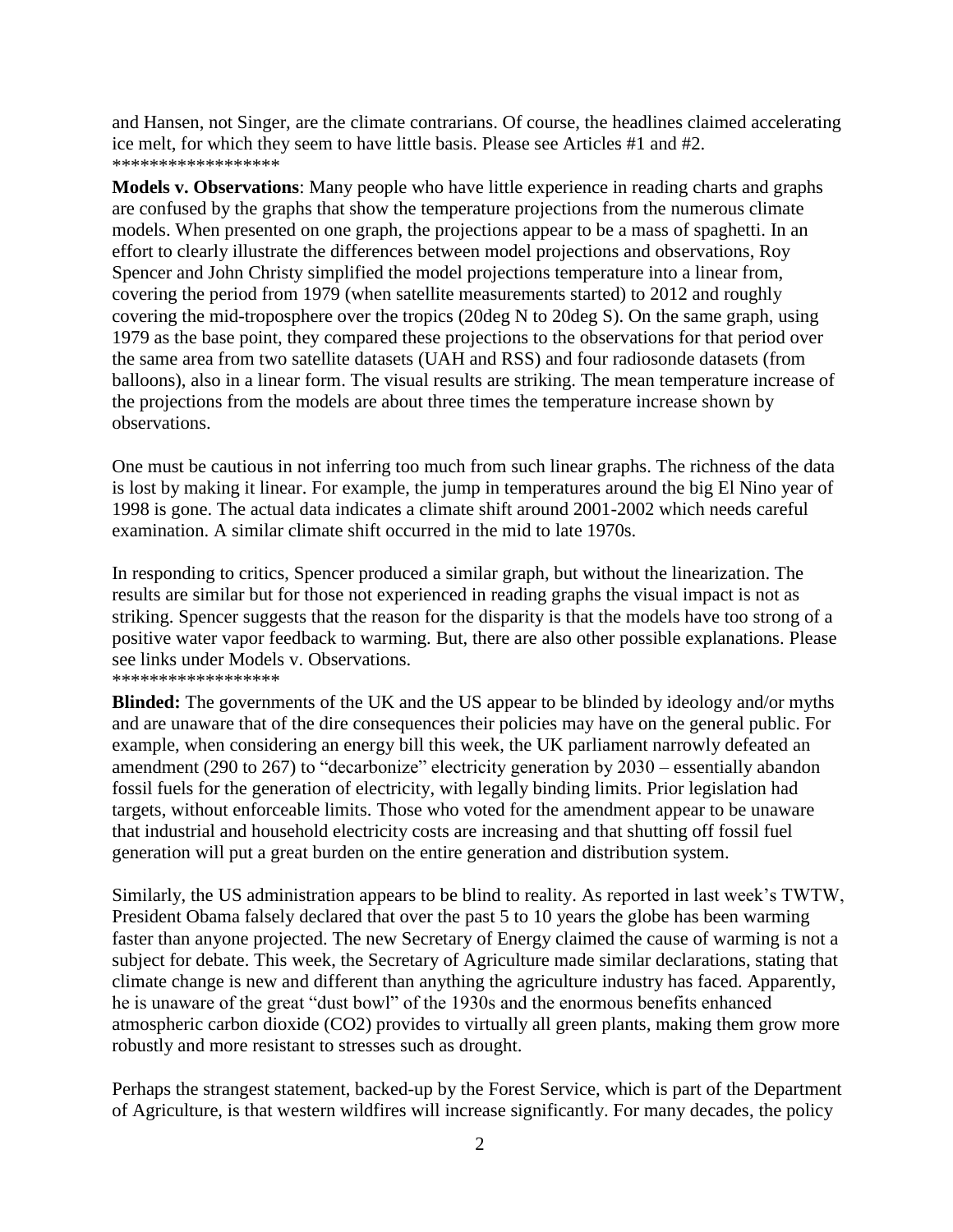and Hansen, not Singer, are the climate contrarians. Of course, the headlines claimed accelerating ice melt, for which they seem to have little basis. Please see Articles #1 and #2.
******************

**Models v. Observations**: Many people who have little experience in reading charts and graphs are confused by the graphs that show the temperature projections from the numerous climate models. When presented on one graph, the projections appear to be a mass of spaghetti. In an effort to clearly illustrate the differences between model projections and observations, Roy Spencer and John Christy simplified the model projections temperature into a linear from, covering the period from 1979 (when satellite measurements started) to 2012 and roughly covering the mid-troposphere over the tropics (20deg N to 20deg S). On the same graph, using 1979 as the base point, they compared these projections to the observations for that period over the same area from two satellite datasets (UAH and RSS) and four radiosonde datasets (from balloons), also in a linear form. The visual results are striking. The mean temperature increase of the projections from the models are about three times the temperature increase shown by observations.

One must be cautious in not inferring too much from such linear graphs. The richness of the data is lost by making it linear. For example, the jump in temperatures around the big El Nino year of 1998 is gone. The actual data indicates a climate shift around 2001-2002 which needs careful examination. A similar climate shift occurred in the mid to late 1970s.

In responding to critics, Spencer produced a similar graph, but without the linearization. The results are similar but for those not experienced in reading graphs the visual impact is not as striking. Spencer suggests that the reason for the disparity is that the models have too strong of a positive water vapor feedback to warming. But, there are also other possible explanations. Please see links under Models v. Observations.
******************

**Blinded:** The governments of the UK and the US appear to be blinded by ideology and/or myths and are unaware that of the dire consequences their policies may have on the general public. For example, when considering an energy bill this week, the UK parliament narrowly defeated an amendment (290 to 267) to "decarbonize" electricity generation by 2030 – essentially abandon fossil fuels for the generation of electricity, with legally binding limits. Prior legislation had targets, without enforceable limits. Those who voted for the amendment appear to be unaware that industrial and household electricity costs are increasing and that shutting off fossil fuel generation will put a great burden on the entire generation and distribution system.

Similarly, the US administration appears to be blind to reality. As reported in last week's TWTW, President Obama falsely declared that over the past 5 to 10 years the globe has been warming faster than anyone projected. The new Secretary of Energy claimed the cause of warming is not a subject for debate. This week, the Secretary of Agriculture made similar declarations, stating that climate change is new and different than anything the agriculture industry has faced. Apparently, he is unaware of the great "dust bowl" of the 1930s and the enormous benefits enhanced atmospheric carbon dioxide ($CO_2$) provides to virtually all green plants, making them grow more robustly and more resistant to stresses such as drought.

Perhaps the strangest statement, backed-up by the Forest Service, which is part of the Department of Agriculture, is that western wildfires will increase significantly. For many decades, the policy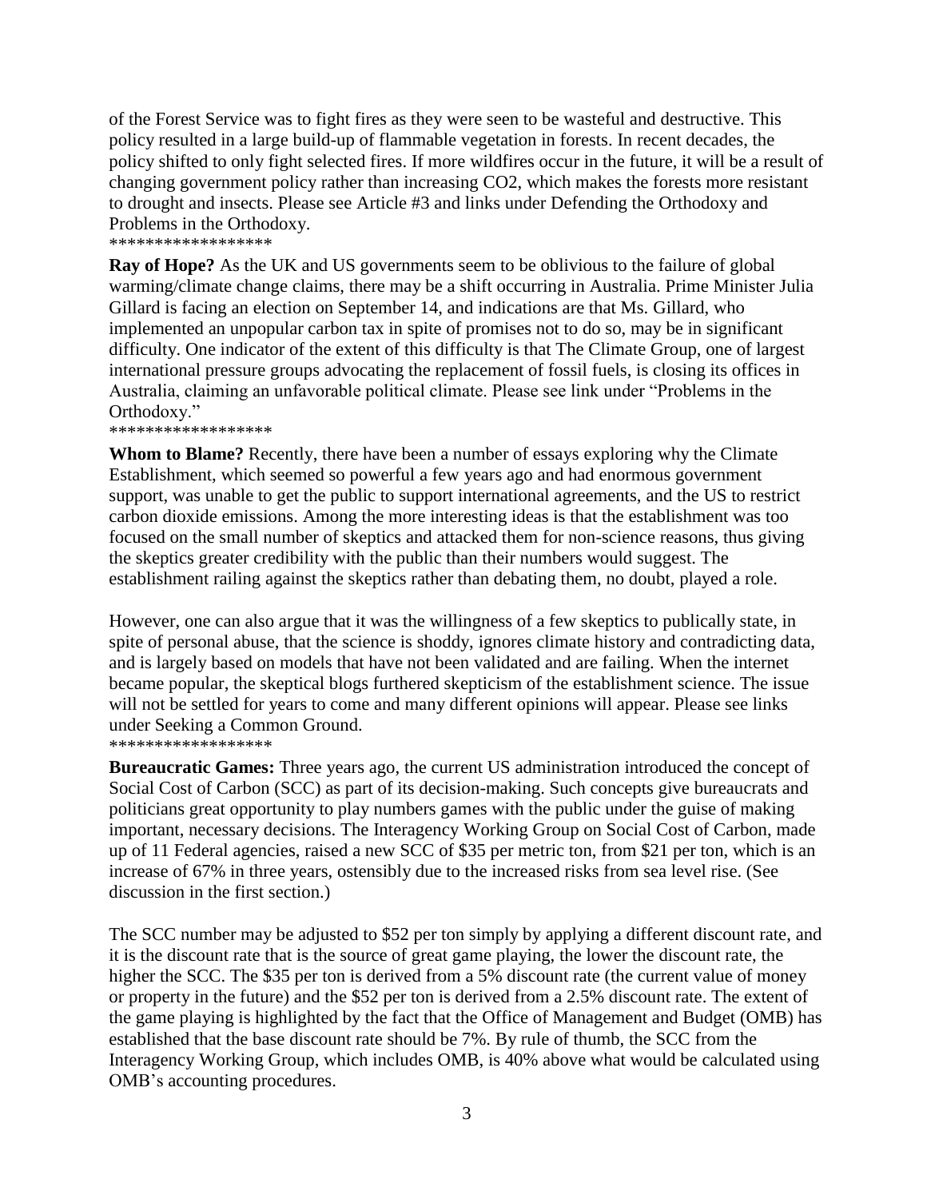of the Forest Service was to fight fires as they were seen to be wasteful and destructive. This policy resulted in a large build-up of flammable vegetation in forests. In recent decades, the policy shifted to only fight selected fires. If more wildfires occur in the future, it will be a result of changing government policy rather than increasing $CO_2$, which makes the forests more resistant to drought and insects. Please see Article #3 and links under Defending the Orthodoxy and Problems in the Orthodoxy.

******************

**Ray of Hope?** As the UK and US governments seem to be oblivious to the failure of global warming/climate change claims, there may be a shift occurring in Australia. Prime Minister Julia Gillard is facing an election on September 14, and indications are that Ms. Gillard, who implemented an unpopular carbon tax in spite of promises not to do so, may be in significant difficulty. One indicator of the extent of this difficulty is that The Climate Group, one of largest international pressure groups advocating the replacement of fossil fuels, is closing its offices in Australia, claiming an unfavorable political climate. Please see link under "Problems in the Orthodoxy."

******************

**Whom to Blame?** Recently, there have been a number of essays exploring why the Climate Establishment, which seemed so powerful a few years ago and had enormous government support, was unable to get the public to support international agreements, and the US to restrict carbon dioxide emissions. Among the more interesting ideas is that the establishment was too focused on the small number of skeptics and attacked them for non-science reasons, thus giving the skeptics greater credibility with the public than their numbers would suggest. The establishment railing against the skeptics rather than debating them, no doubt, played a role.

However, one can also argue that it was the willingness of a few skeptics to publically state, in spite of personal abuse, that the science is shoddy, ignores climate history and contradicting data, and is largely based on models that have not been validated and are failing. When the internet became popular, the skeptical blogs furthered skepticism of the establishment science. The issue will not be settled for years to come and many different opinions will appear. Please see links under Seeking a Common Ground.

******************

**Bureaucratic Games:** Three years ago, the current US administration introduced the concept of Social Cost of Carbon (SCC) as part of its decision-making. Such concepts give bureaucrats and politicians great opportunity to play numbers games with the public under the guise of making important, necessary decisions. The Interagency Working Group on Social Cost of Carbon, made up of 11 Federal agencies, raised a new SCC of $35 per metric ton, from $21 per ton, which is an increase of 67% in three years, ostensibly due to the increased risks from sea level rise. (See discussion in the first section.)

The SCC number may be adjusted to $52 per ton simply by applying a different discount rate, and it is the discount rate that is the source of great game playing, the lower the discount rate, the higher the SCC. The $35 per ton is derived from a 5% discount rate (the current value of money or property in the future) and the $52 per ton is derived from a 2.5% discount rate. The extent of the game playing is highlighted by the fact that the Office of Management and Budget (OMB) has established that the base discount rate should be 7%. By rule of thumb, the SCC from the Interagency Working Group, which includes OMB, is 40% above what would be calculated using OMB's accounting procedures.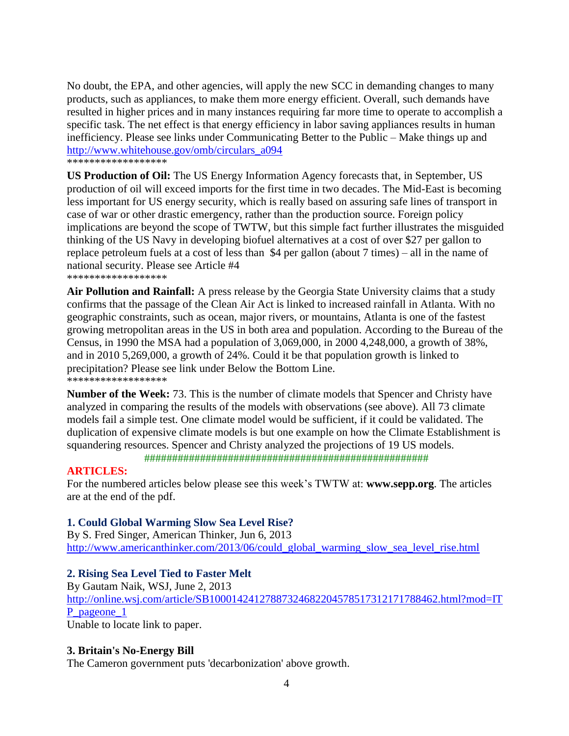No doubt, the EPA, and other agencies, will apply the new SCC in demanding changes to many products, such as appliances, to make them more energy efficient. Overall, such demands have resulted in higher prices and in many instances requiring far more time to operate to accomplish a specific task. The net effect is that energy efficiency in labor saving appliances results in human inefficiency. Please see links under Communicating Better to the Public – Make things up and http://www.whitehouse.gov/omb/circulars_a094

******************

**US Production of Oil:** The US Energy Information Agency forecasts that, in September, US production of oil will exceed imports for the first time in two decades. The Mid-East is becoming less important for US energy security, which is really based on assuring safe lines of transport in case of war or other drastic emergency, rather than the production source. Foreign policy implications are beyond the scope of TWTW, but this simple fact further illustrates the misguided thinking of the US Navy in developing biofuel alternatives at a cost of over $27 per gallon to replace petroleum fuels at a cost of less than $4 per gallon (about 7 times) – all in the name of national security. Please see Article #4

******************

**Air Pollution and Rainfall:** A press release by the Georgia State University claims that a study confirms that the passage of the Clean Air Act is linked to increased rainfall in Atlanta. With no geographic constraints, such as ocean, major rivers, or mountains, Atlanta is one of the fastest growing metropolitan areas in the US in both area and population. According to the Bureau of the Census, in 1990 the MSA had a population of 3,069,000, in 2000 4,248,000, a growth of 38%, and in 2010 5,269,000, a growth of 24%. Could it be that population growth is linked to precipitation? Please see link under Below the Bottom Line.

******************

**Number of the Week:** 73. This is the number of climate models that Spencer and Christy have analyzed in comparing the results of the models with observations (see above). All 73 climate models fail a simple test. One climate model would be sufficient, if it could be validated. The duplication of expensive climate models is but one example on how the Climate Establishment is squandering resources. Spencer and Christy analyzed the projections of 19 US models.

###################################################

## ARTICLES:

For the numbered articles below please see this week's TWTW at: **www.sepp.org**. The articles are at the end of the pdf.

### 1. Could Global Warming Slow Sea Level Rise?

By S. Fred Singer, American Thinker, Jun 6, 2013
http://www.americanthinker.com/2013/06/could_global_warming_slow_sea_level_rise.html

### 2. Rising Sea Level Tied to Faster Melt

By Gautam Naik, WSJ, June 2, 2013
http://online.wsj.com/article/SB10001424127887324682204578517312171788462.html?mod=ITP_pageone_1
Unable to locate link to paper.

### 3. Britain's No-Energy Bill

The Cameron government puts 'decarbonization' above growth.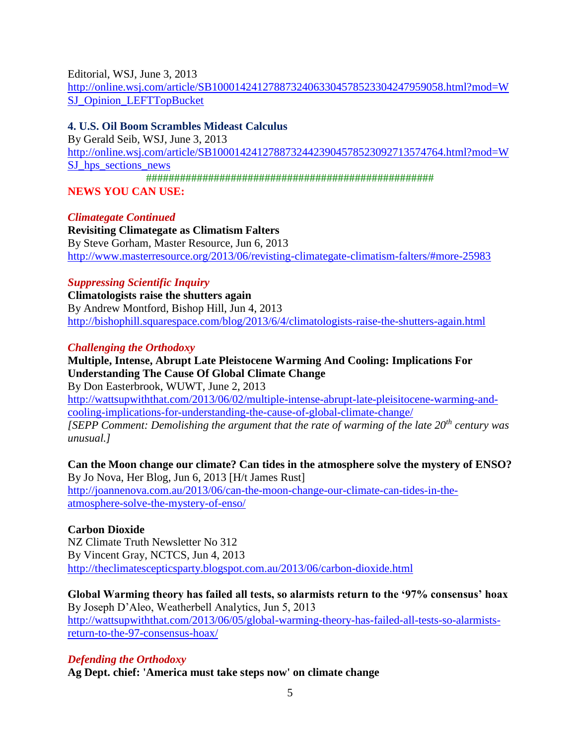Editorial, WSJ, June 3, 2013
http://online.wsj.com/article/SB10001424127887324063304578523304247959058.html?mod=WSJ_Opinion_LEFTTopBucket

**4. U.S. Oil Boom Scrambles Mideast Calculus**
By Gerald Seib, WSJ, June 3, 2013
http://online.wsj.com/article/SB10001424127887324423904578523092713574764.html?mod=WSJ_hps_sections_news

###################################################

**NEWS YOU CAN USE:**

***Climategate Continued***

**Revisiting Climategate as Climatism Falters**
By Steve Gorham, Master Resource, Jun 6, 2013
http://www.masterresource.org/2013/06/revisting-climategate-climatism-falters/#more-25983

***Suppressing Scientific Inquiry***

**Climatologists raise the shutters again**
By Andrew Montford, Bishop Hill, Jun 4, 2013
http://bishophill.squarespace.com/blog/2013/6/4/climatologists-raise-the-shutters-again.html

***Challenging the Orthodoxy***

**Multiple, Intense, Abrupt Late Pleistocene Warming And Cooling: Implications For Understanding The Cause Of Global Climate Change**
By Don Easterbrook, WUWT, June 2, 2013
http://wattsupwiththat.com/2013/06/02/multiple-intense-abrupt-late-pleisitocene-warming-and-cooling-implications-for-understanding-the-cause-of-global-climate-change/
*[SEPP Comment: Demolishing the argument that the rate of warming of the late 20th century was unusual.]*

**Can the Moon change our climate? Can tides in the atmosphere solve the mystery of ENSO?**
By Jo Nova, Her Blog, Jun 6, 2013 [H/t James Rust]
http://joannenova.com.au/2013/06/can-the-moon-change-our-climate-can-tides-in-the-atmosphere-solve-the-mystery-of-enso/

**Carbon Dioxide**
NZ Climate Truth Newsletter No 312
By Vincent Gray, NCTCS, Jun 4, 2013
http://theclimatescepticsparty.blogspot.com.au/2013/06/carbon-dioxide.html

**Global Warming theory has failed all tests, so alarmists return to the '97% consensus' hoax**
By Joseph D'Aleo, Weatherbell Analytics, Jun 5, 2013
http://wattsupwiththat.com/2013/06/05/global-warming-theory-has-failed-all-tests-so-alarmists-return-to-the-97-consensus-hoax/

***Defending the Orthodoxy***

**Ag Dept. chief: 'America must take steps now' on climate change**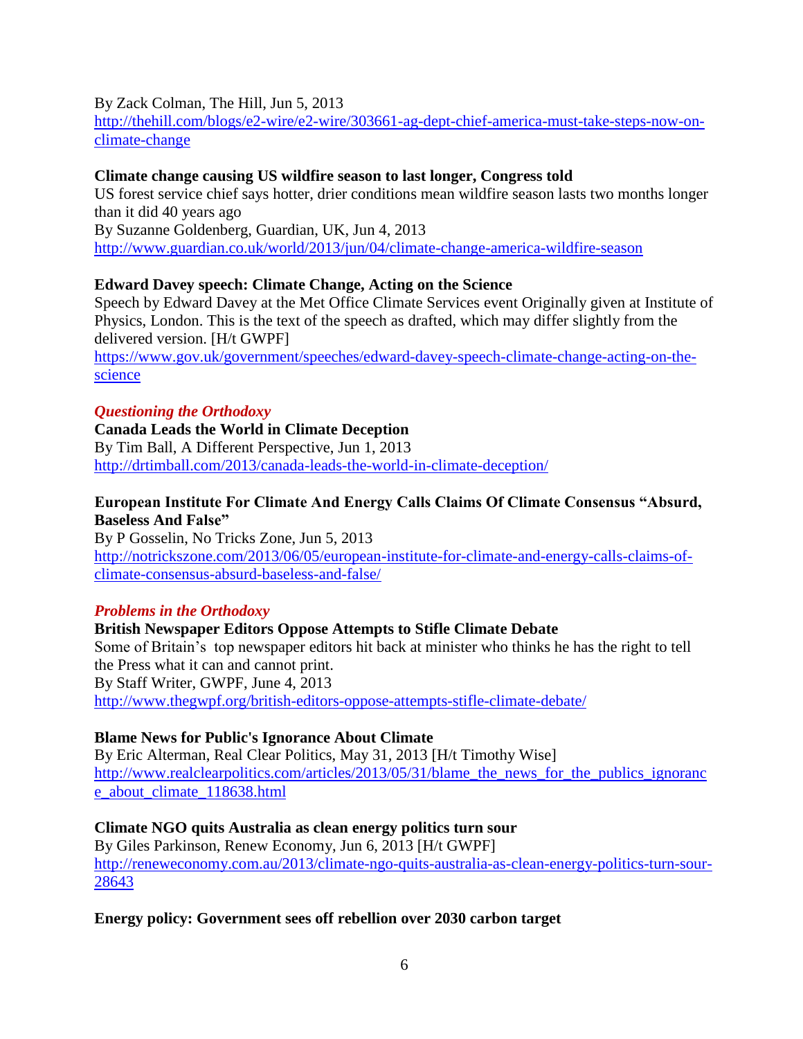By Zack Colman, The Hill, Jun 5, 2013
http://thehill.com/blogs/e2-wire/e2-wire/303661-ag-dept-chief-america-must-take-steps-now-on-climate-change

**Climate change causing US wildfire season to last longer, Congress told**
US forest service chief says hotter, drier conditions mean wildfire season lasts two months longer than it did 40 years ago
By Suzanne Goldenberg, Guardian, UK, Jun 4, 2013
http://www.guardian.co.uk/world/2013/jun/04/climate-change-america-wildfire-season

**Edward Davey speech: Climate Change, Acting on the Science**
Speech by Edward Davey at the Met Office Climate Services event Originally given at Institute of Physics, London. This is the text of the speech as drafted, which may differ slightly from the delivered version. [H/t GWPF]
https://www.gov.uk/government/speeches/edward-davey-speech-climate-change-acting-on-the-science

***Questioning the Orthodoxy***

**Canada Leads the World in Climate Deception**
By Tim Ball, A Different Perspective, Jun 1, 2013
http://drtimball.com/2013/canada-leads-the-world-in-climate-deception/

**European Institute For Climate And Energy Calls Claims Of Climate Consensus "Absurd, Baseless And False"**
By P Gosselin, No Tricks Zone, Jun 5, 2013
http://notrickszone.com/2013/06/05/european-institute-for-climate-and-energy-calls-claims-of-climate-consensus-absurd-baseless-and-false/

***Problems in the Orthodoxy***

**British Newspaper Editors Oppose Attempts to Stifle Climate Debate**
Some of Britain's top newspaper editors hit back at minister who thinks he has the right to tell the Press what it can and cannot print.
By Staff Writer, GWPF, June 4, 2013
http://www.thegwpf.org/british-editors-oppose-attempts-stifle-climate-debate/

**Blame News for Public's Ignorance About Climate**
By Eric Alterman, Real Clear Politics, May 31, 2013 [H/t Timothy Wise]
http://www.realclearpolitics.com/articles/2013/05/31/blame_the_news_for_the_publics_ignorance_about_climate_118638.html

**Climate NGO quits Australia as clean energy politics turn sour**
By Giles Parkinson, Renew Economy, Jun 6, 2013 [H/t GWPF]
http://reneweconomy.com.au/2013/climate-ngo-quits-australia-as-clean-energy-politics-turn-sour-28643

**Energy policy: Government sees off rebellion over 2030 carbon target**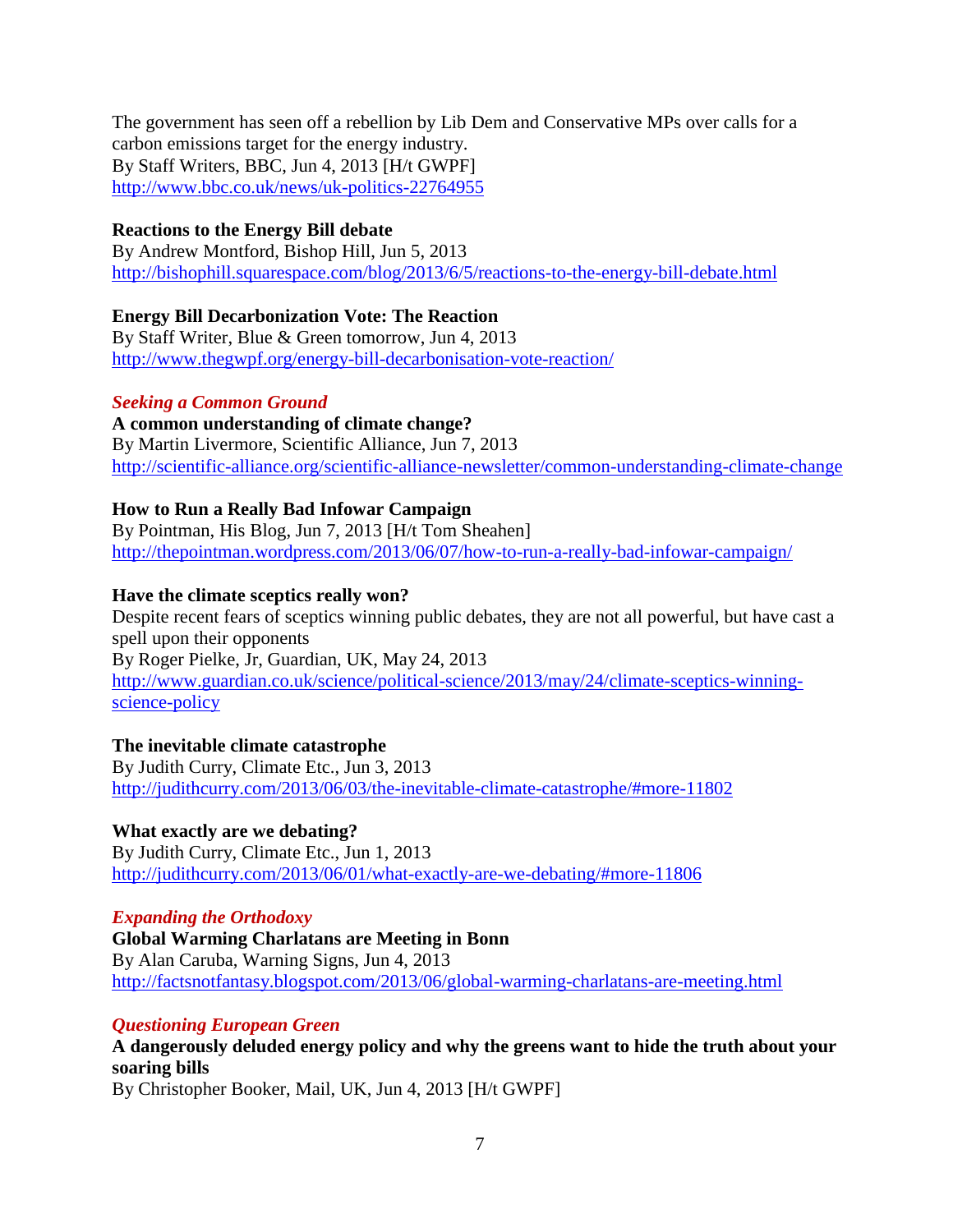The government has seen off a rebellion by Lib Dem and Conservative MPs over calls for a carbon emissions target for the energy industry.
By Staff Writers, BBC, Jun 4, 2013 [H/t GWPF]
http://www.bbc.co.uk/news/uk-politics-22764955

**Reactions to the Energy Bill debate**
By Andrew Montford, Bishop Hill, Jun 5, 2013
http://bishophill.squarespace.com/blog/2013/6/5/reactions-to-the-energy-bill-debate.html

**Energy Bill Decarbonization Vote: The Reaction**
By Staff Writer, Blue & Green tomorrow, Jun 4, 2013
http://www.thegwpf.org/energy-bill-decarbonisation-vote-reaction/

***Seeking a Common Ground***

**A common understanding of climate change?**
By Martin Livermore, Scientific Alliance, Jun 7, 2013
http://scientific-alliance.org/scientific-alliance-newsletter/common-understanding-climate-change

**How to Run a Really Bad Infowar Campaign**
By Pointman, His Blog, Jun 7, 2013 [H/t Tom Sheahen]
http://thepointman.wordpress.com/2013/06/07/how-to-run-a-really-bad-infowar-campaign/

**Have the climate sceptics really won?**
Despite recent fears of sceptics winning public debates, they are not all powerful, but have cast a spell upon their opponents
By Roger Pielke, Jr, Guardian, UK, May 24, 2013
http://www.guardian.co.uk/science/political-science/2013/may/24/climate-sceptics-winning-science-policy

**The inevitable climate catastrophe**
By Judith Curry, Climate Etc., Jun 3, 2013
http://judithcurry.com/2013/06/03/the-inevitable-climate-catastrophe/#more-11802

**What exactly are we debating?**
By Judith Curry, Climate Etc., Jun 1, 2013
http://judithcurry.com/2013/06/01/what-exactly-are-we-debating/#more-11806

***Expanding the Orthodoxy***

**Global Warming Charlatans are Meeting in Bonn**
By Alan Caruba, Warning Signs, Jun 4, 2013
http://factsnotfantasy.blogspot.com/2013/06/global-warming-charlatans-are-meeting.html

***Questioning European Green***

**A dangerously deluded energy policy and why the greens want to hide the truth about your soaring bills**
By Christopher Booker, Mail, UK, Jun 4, 2013 [H/t GWPF]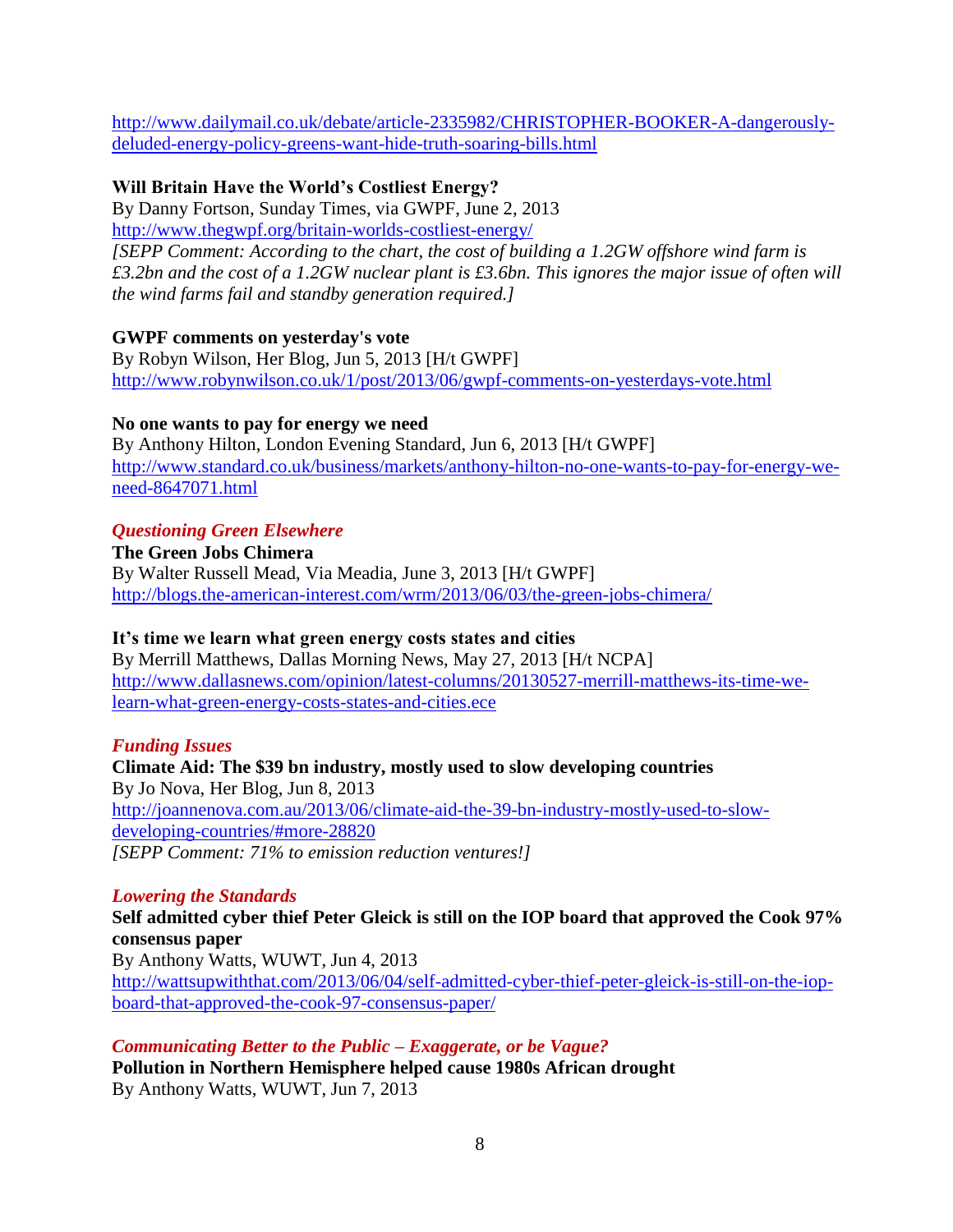http://www.dailymail.co.uk/debate/article-2335982/CHRISTOPHER-BOOKER-A-dangerously-deluded-energy-policy-greens-want-hide-truth-soaring-bills.html

**Will Britain Have the World's Costliest Energy?**
By Danny Fortson, Sunday Times, via GWPF, June 2, 2013
http://www.thegwpf.org/britain-worlds-costliest-energy/
*[SEPP Comment: According to the chart, the cost of building a 1.2GW offshore wind farm is £3.2bn and the cost of a 1.2GW nuclear plant is £3.6bn. This ignores the major issue of often will the wind farms fail and standby generation required.]*

**GWPF comments on yesterday's vote**
By Robyn Wilson, Her Blog, Jun 5, 2013 [H/t GWPF]
http://www.robynwilson.co.uk/1/post/2013/06/gwpf-comments-on-yesterdays-vote.html

**No one wants to pay for energy we need**
By Anthony Hilton, London Evening Standard, Jun 6, 2013 [H/t GWPF]
http://www.standard.co.uk/business/markets/anthony-hilton-no-one-wants-to-pay-for-energy-we-need-8647071.html

### *Questioning Green Elsewhere*

**The Green Jobs Chimera**
By Walter Russell Mead, Via Meadia, June 3, 2013 [H/t GWPF]
http://blogs.the-american-interest.com/wrm/2013/06/03/the-green-jobs-chimera/

**It's time we learn what green energy costs states and cities**
By Merrill Matthews, Dallas Morning News, May 27, 2013 [H/t NCPA]
http://www.dallasnews.com/opinion/latest-columns/20130527-merrill-matthews-its-time-we-learn-what-green-energy-costs-states-and-cities.ece

### *Funding Issues*

**Climate Aid: The $39 bn industry, mostly used to slow developing countries**
By Jo Nova, Her Blog, Jun 8, 2013
http://joannenova.com.au/2013/06/climate-aid-the-39-bn-industry-mostly-used-to-slow-developing-countries/#more-28820
*[SEPP Comment: 71% to emission reduction ventures!]*

### *Lowering the Standards*

**Self admitted cyber thief Peter Gleick is still on the IOP board that approved the Cook 97% consensus paper**
By Anthony Watts, WUWT, Jun 4, 2013
http://wattsupwiththat.com/2013/06/04/self-admitted-cyber-thief-peter-gleick-is-still-on-the-iop-board-that-approved-the-cook-97-consensus-paper/

### *Communicating Better to the Public – Exaggerate, or be Vague?*

**Pollution in Northern Hemisphere helped cause 1980s African drought**
By Anthony Watts, WUWT, Jun 7, 2013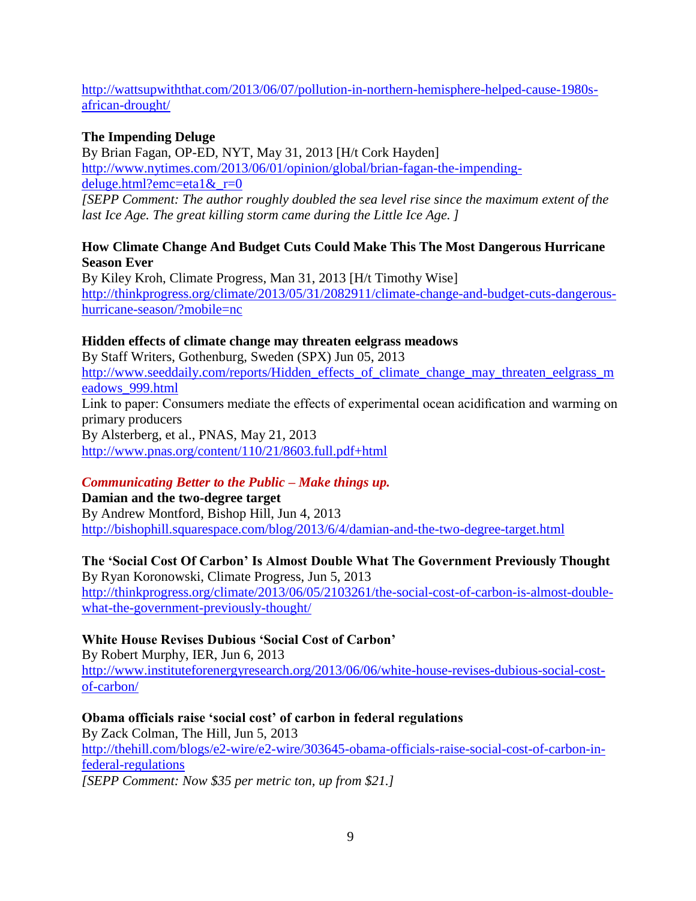http://wattsupwiththat.com/2013/06/07/pollution-in-northern-hemisphere-helped-cause-1980s-african-drought/

**The Impending Deluge**
By Brian Fagan, OP-ED, NYT, May 31, 2013 [H/t Cork Hayden]
http://www.nytimes.com/2013/06/01/opinion/global/brian-fagan-the-impending-deluge.html?emc=eta1&_r=0
*[SEPP Comment: The author roughly doubled the sea level rise since the maximum extent of the last Ice Age. The great killing storm came during the Little Ice Age. ]*

**How Climate Change And Budget Cuts Could Make This The Most Dangerous Hurricane Season Ever**
By Kiley Kroh, Climate Progress, Man 31, 2013 [H/t Timothy Wise]
http://thinkprogress.org/climate/2013/05/31/2082911/climate-change-and-budget-cuts-dangerous-hurricane-season/?mobile=nc

**Hidden effects of climate change may threaten eelgrass meadows**
By Staff Writers, Gothenburg, Sweden (SPX) Jun 05, 2013
http://www.seeddaily.com/reports/Hidden_effects_of_climate_change_may_threaten_eelgrass_meadows_999.html
Link to paper: Consumers mediate the effects of experimental ocean acidification and warming on primary producers
By Alsterberg, et al., PNAS, May 21, 2013
http://www.pnas.org/content/110/21/8603.full.pdf+html

***Communicating Better to the Public – Make things up.***
**Damian and the two-degree target**
By Andrew Montford, Bishop Hill, Jun 4, 2013
http://bishophill.squarespace.com/blog/2013/6/4/damian-and-the-two-degree-target.html

**The 'Social Cost Of Carbon' Is Almost Double What The Government Previously Thought**
By Ryan Koronowski, Climate Progress, Jun 5, 2013
http://thinkprogress.org/climate/2013/06/05/2103261/the-social-cost-of-carbon-is-almost-double-what-the-government-previously-thought/

**White House Revises Dubious 'Social Cost of Carbon'**
By Robert Murphy, IER, Jun 6, 2013
http://www.instituteforenergyresearch.org/2013/06/06/white-house-revises-dubious-social-cost-of-carbon/

**Obama officials raise 'social cost' of carbon in federal regulations**
By Zack Colman, The Hill, Jun 5, 2013
http://thehill.com/blogs/e2-wire/e2-wire/303645-obama-officials-raise-social-cost-of-carbon-in-federal-regulations
*[SEPP Comment: Now $35 per metric ton, up from $21.]*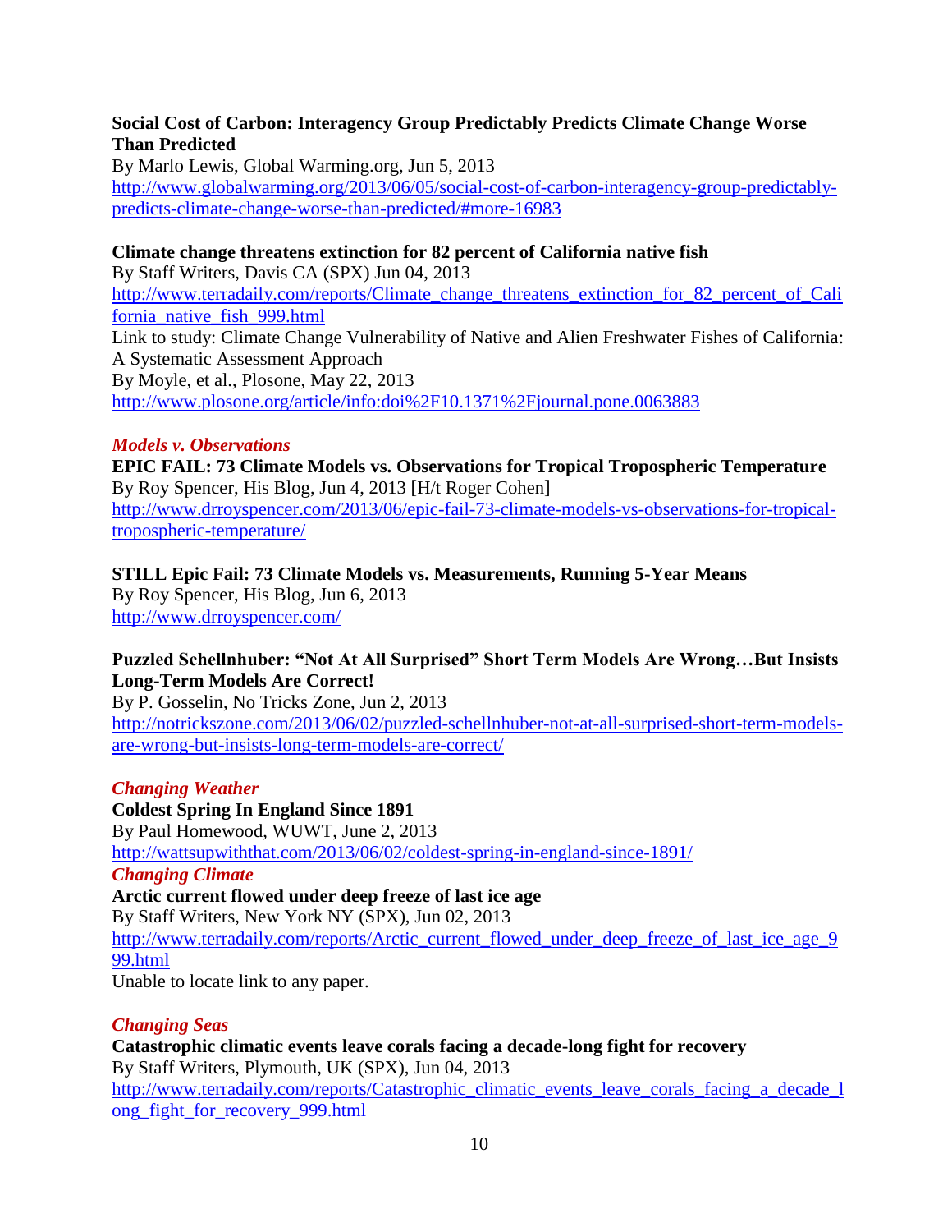**Social Cost of Carbon: Interagency Group Predictably Predicts Climate Change Worse Than Predicted**
By Marlo Lewis, Global Warming.org, Jun 5, 2013
http://www.globalwarming.org/2013/06/05/social-cost-of-carbon-interagency-group-predictably-predicts-climate-change-worse-than-predicted/#more-16983

**Climate change threatens extinction for 82 percent of California native fish**
By Staff Writers, Davis CA (SPX) Jun 04, 2013
http://www.terradaily.com/reports/Climate_change_threatens_extinction_for_82_percent_of_California_native_fish_999.html
Link to study: Climate Change Vulnerability of Native and Alien Freshwater Fishes of California: A Systematic Assessment Approach
By Moyle, et al., Plosone, May 22, 2013
http://www.plosone.org/article/info:doi%2F10.1371%2Fjournal.pone.0063883

***Models v. Observations***

**EPIC FAIL: 73 Climate Models vs. Observations for Tropical Tropospheric Temperature**
By Roy Spencer, His Blog, Jun 4, 2013 [H/t Roger Cohen]
http://www.drroyspencer.com/2013/06/epic-fail-73-climate-models-vs-observations-for-tropical-tropospheric-temperature/

**STILL Epic Fail: 73 Climate Models vs. Measurements, Running 5-Year Means**
By Roy Spencer, His Blog, Jun 6, 2013
http://www.drroyspencer.com/

**Puzzled Schellnhuber: "Not At All Surprised" Short Term Models Are Wrong…But Insists Long-Term Models Are Correct!**
By P. Gosselin, No Tricks Zone, Jun 2, 2013
http://notrickszone.com/2013/06/02/puzzled-schellnhuber-not-at-all-surprised-short-term-models-are-wrong-but-insists-long-term-models-are-correct/

***Changing Weather***

**Coldest Spring In England Since 1891**
By Paul Homewood, WUWT, June 2, 2013
http://wattsupwiththat.com/2013/06/02/coldest-spring-in-england-since-1891/

***Changing Climate***

**Arctic current flowed under deep freeze of last ice age**
By Staff Writers, New York NY (SPX), Jun 02, 2013
http://www.terradaily.com/reports/Arctic_current_flowed_under_deep_freeze_of_last_ice_age_999.html
Unable to locate link to any paper.

***Changing Seas***

**Catastrophic climatic events leave corals facing a decade-long fight for recovery**
By Staff Writers, Plymouth, UK (SPX), Jun 04, 2013
http://www.terradaily.com/reports/Catastrophic_climatic_events_leave_corals_facing_a_decade_long_fight_for_recovery_999.html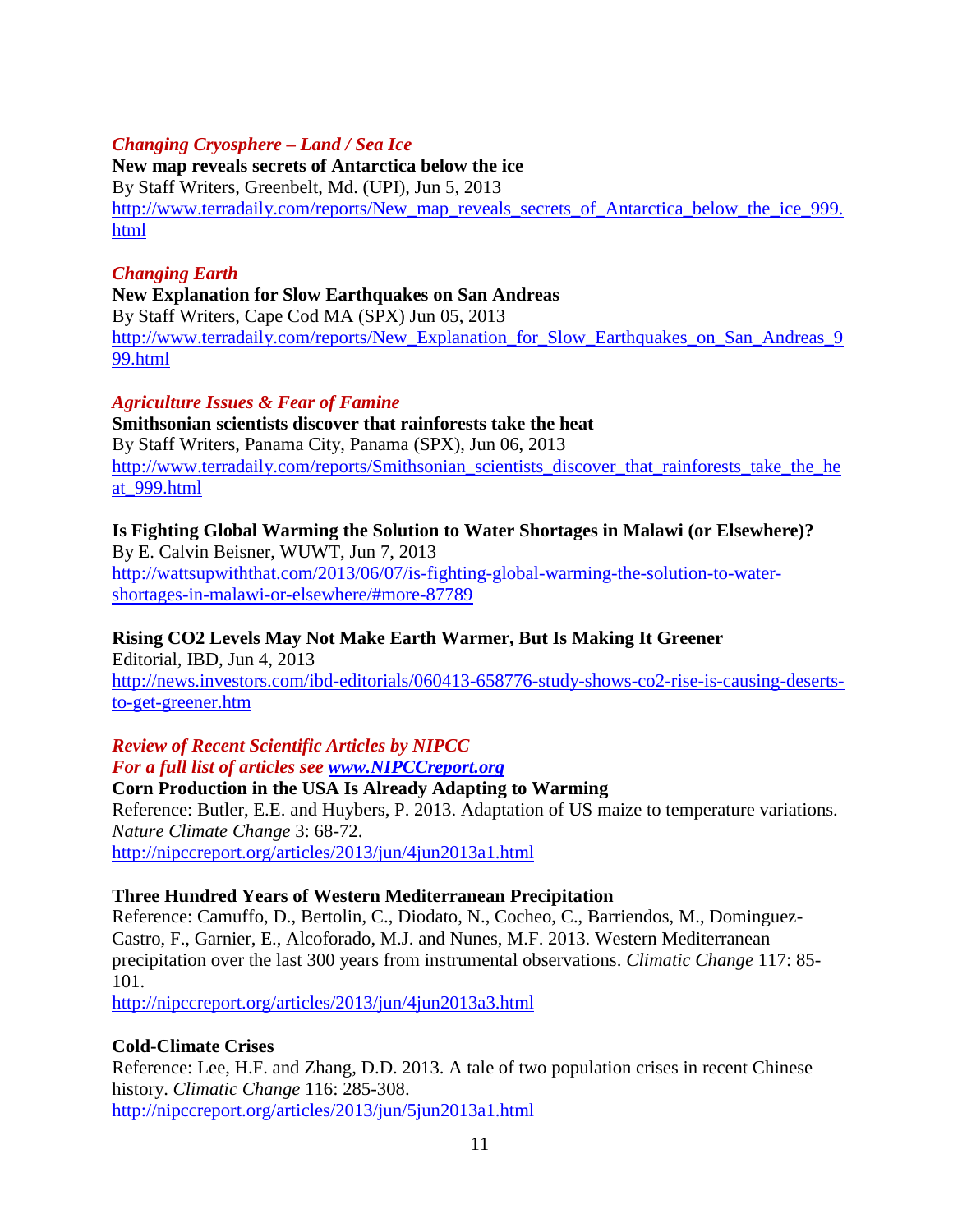*Changing Cryosphere – Land / Sea Ice*

**New map reveals secrets of Antarctica below the ice**
By Staff Writers, Greenbelt, Md. (UPI), Jun 5, 2013
http://www.terradaily.com/reports/New_map_reveals_secrets_of_Antarctica_below_the_ice_999.html

*Changing Earth*

**New Explanation for Slow Earthquakes on San Andreas**
By Staff Writers, Cape Cod MA (SPX) Jun 05, 2013
http://www.terradaily.com/reports/New_Explanation_for_Slow_Earthquakes_on_San_Andreas_999.html

*Agriculture Issues & Fear of Famine*

**Smithsonian scientists discover that rainforests take the heat**
By Staff Writers, Panama City, Panama (SPX), Jun 06, 2013
http://www.terradaily.com/reports/Smithsonian_scientists_discover_that_rainforests_take_the_heat_999.html

**Is Fighting Global Warming the Solution to Water Shortages in Malawi (or Elsewhere)?**
By E. Calvin Beisner, WUWT, Jun 7, 2013
http://wattsupwiththat.com/2013/06/07/is-fighting-global-warming-the-solution-to-water-shortages-in-malawi-or-elsewhere/#more-87789

**Rising CO2 Levels May Not Make Earth Warmer, But Is Making It Greener**
Editorial, IBD, Jun 4, 2013
http://news.investors.com/ibd-editorials/060413-658776-study-shows-co2-rise-is-causing-deserts-to-get-greener.htm

*Review of Recent Scientific Articles by NIPCC*
*For a full list of articles see **www.NIPCCreport.org***

**Corn Production in the USA Is Already Adapting to Warming**
Reference: Butler, E.E. and Huybers, P. 2013. Adaptation of US maize to temperature variations. *Nature Climate Change* 3: 68-72.
http://nipccreport.org/articles/2013/jun/4jun2013a1.html

**Three Hundred Years of Western Mediterranean Precipitation**
Reference: Camuffo, D., Bertolin, C., Diodato, N., Cocheo, C., Barriendos, M., Dominguez-Castro, F., Garnier, E., Alcoforado, M.J. and Nunes, M.F. 2013. Western Mediterranean precipitation over the last 300 years from instrumental observations. *Climatic Change* 117: 85-101.
http://nipccreport.org/articles/2013/jun/4jun2013a3.html

**Cold-Climate Crises**
Reference: Lee, H.F. and Zhang, D.D. 2013. A tale of two population crises in recent Chinese history. *Climatic Change* 116: 285-308.
http://nipccreport.org/articles/2013/jun/5jun2013a1.html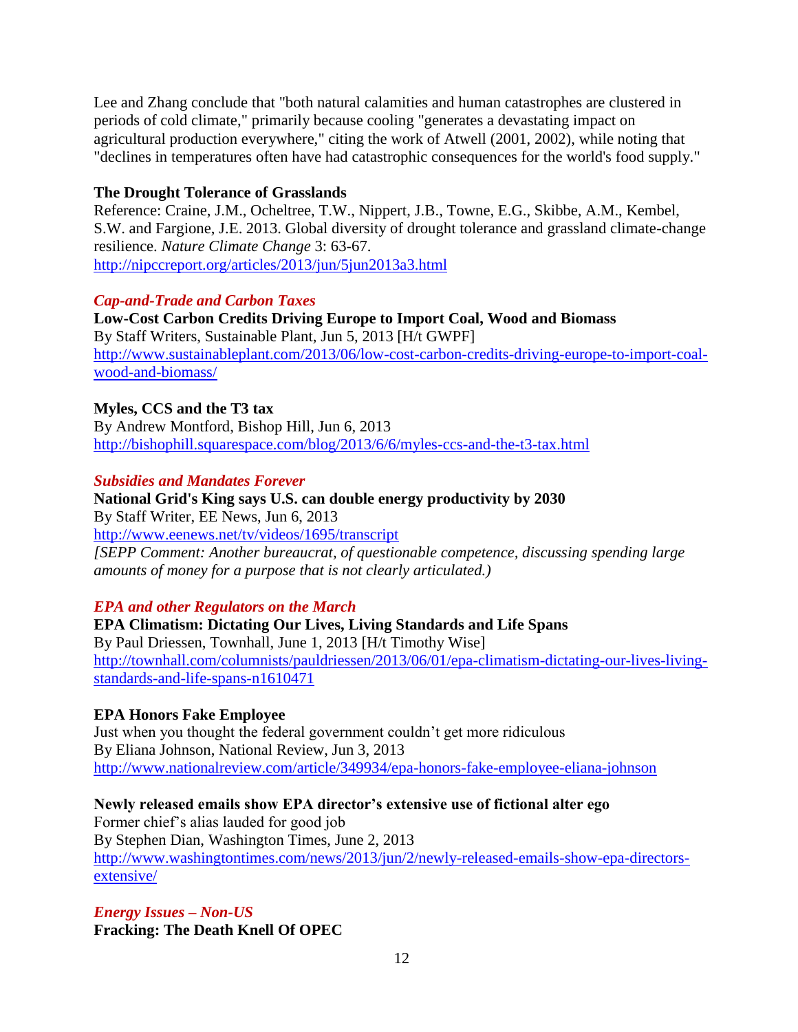Lee and Zhang conclude that "both natural calamities and human catastrophes are clustered in periods of cold climate," primarily because cooling "generates a devastating impact on agricultural production everywhere," citing the work of Atwell (2001, 2002), while noting that "declines in temperatures often have had catastrophic consequences for the world's food supply."

**The Drought Tolerance of Grasslands**
Reference: Craine, J.M., Ocheltree, T.W., Nippert, J.B., Towne, E.G., Skibbe, A.M., Kembel, S.W. and Fargione, J.E. 2013. Global diversity of drought tolerance and grassland climate-change resilience. *Nature Climate Change* 3: 63-67.
http://nipccreport.org/articles/2013/jun/5jun2013a3.html

### *Cap-and-Trade and Carbon Taxes*

**Low-Cost Carbon Credits Driving Europe to Import Coal, Wood and Biomass**
By Staff Writers, Sustainable Plant, Jun 5, 2013 [H/t GWPF]
http://www.sustainableplant.com/2013/06/low-cost-carbon-credits-driving-europe-to-import-coal-wood-and-biomass/

**Myles, CCS and the T3 tax**
By Andrew Montford, Bishop Hill, Jun 6, 2013
http://bishophill.squarespace.com/blog/2013/6/6/myles-ccs-and-the-t3-tax.html

### *Subsidies and Mandates Forever*

**National Grid's King says U.S. can double energy productivity by 2030**
By Staff Writer, EE News, Jun 6, 2013
http://www.eenews.net/tv/videos/1695/transcript
*[SEPP Comment: Another bureaucrat, of questionable competence, discussing spending large amounts of money for a purpose that is not clearly articulated.)*

### *EPA and other Regulators on the March*

**EPA Climatism: Dictating Our Lives, Living Standards and Life Spans**
By Paul Driessen, Townhall, June 1, 2013 [H/t Timothy Wise]
http://townhall.com/columnists/pauldriessen/2013/06/01/epa-climatism-dictating-our-lives-living-standards-and-life-spans-n1610471

**EPA Honors Fake Employee**
Just when you thought the federal government couldn't get more ridiculous
By Eliana Johnson, National Review, Jun 3, 2013
http://www.nationalreview.com/article/349934/epa-honors-fake-employee-eliana-johnson

**Newly released emails show EPA director's extensive use of fictional alter ego**
Former chief's alias lauded for good job
By Stephen Dian, Washington Times, June 2, 2013
http://www.washingtontimes.com/news/2013/jun/2/newly-released-emails-show-epa-directors-extensive/

### *Energy Issues – Non-US*

**Fracking: The Death Knell Of OPEC**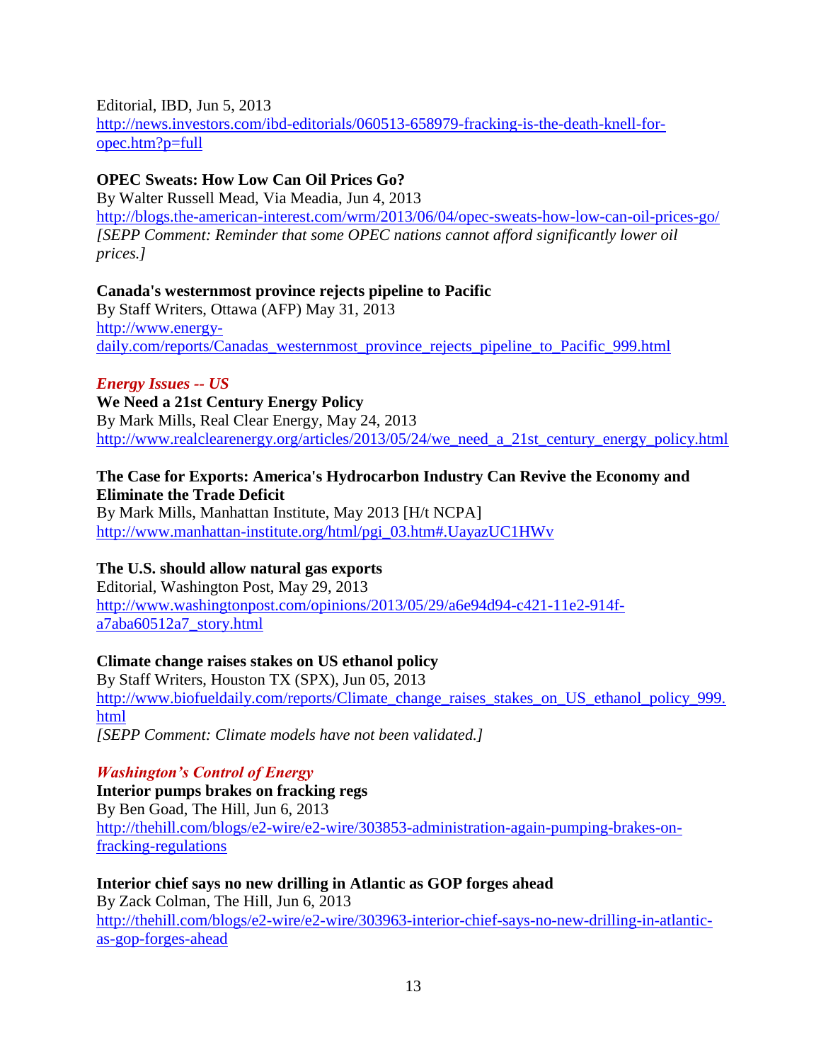Editorial, IBD, Jun 5, 2013
http://news.investors.com/ibd-editorials/060513-658979-fracking-is-the-death-knell-for-opec.htm?p=full

**OPEC Sweats: How Low Can Oil Prices Go?**
By Walter Russell Mead, Via Meadia, Jun 4, 2013
http://blogs.the-american-interest.com/wrm/2013/06/04/opec-sweats-how-low-can-oil-prices-go/
*[SEPP Comment: Reminder that some OPEC nations cannot afford significantly lower oil prices.]*

**Canada's westernmost province rejects pipeline to Pacific**
By Staff Writers, Ottawa (AFP) May 31, 2013
http://www.energy-daily.com/reports/Canadas_westernmost_province_rejects_pipeline_to_Pacific_999.html

### *Energy Issues -- US*

**We Need a 21st Century Energy Policy**
By Mark Mills, Real Clear Energy, May 24, 2013
http://www.realclearenergy.org/articles/2013/05/24/we_need_a_21st_century_energy_policy.html

**The Case for Exports: America's Hydrocarbon Industry Can Revive the Economy and Eliminate the Trade Deficit**
By Mark Mills, Manhattan Institute, May 2013 [H/t NCPA]
http://www.manhattan-institute.org/html/pgi_03.htm#.UayazUC1HWv

**The U.S. should allow natural gas exports**
Editorial, Washington Post, May 29, 2013
http://www.washingtonpost.com/opinions/2013/05/29/a6e94d94-c421-11e2-914f-a7aba60512a7_story.html

**Climate change raises stakes on US ethanol policy**
By Staff Writers, Houston TX (SPX), Jun 05, 2013
http://www.biofueldaily.com/reports/Climate_change_raises_stakes_on_US_ethanol_policy_999.html
*[SEPP Comment: Climate models have not been validated.]*

### *Washington's Control of Energy*

**Interior pumps brakes on fracking regs**
By Ben Goad, The Hill, Jun 6, 2013
http://thehill.com/blogs/e2-wire/e2-wire/303853-administration-again-pumping-brakes-on-fracking-regulations

**Interior chief says no new drilling in Atlantic as GOP forges ahead**
By Zack Colman, The Hill, Jun 6, 2013
http://thehill.com/blogs/e2-wire/e2-wire/303963-interior-chief-says-no-new-drilling-in-atlantic-as-gop-forges-ahead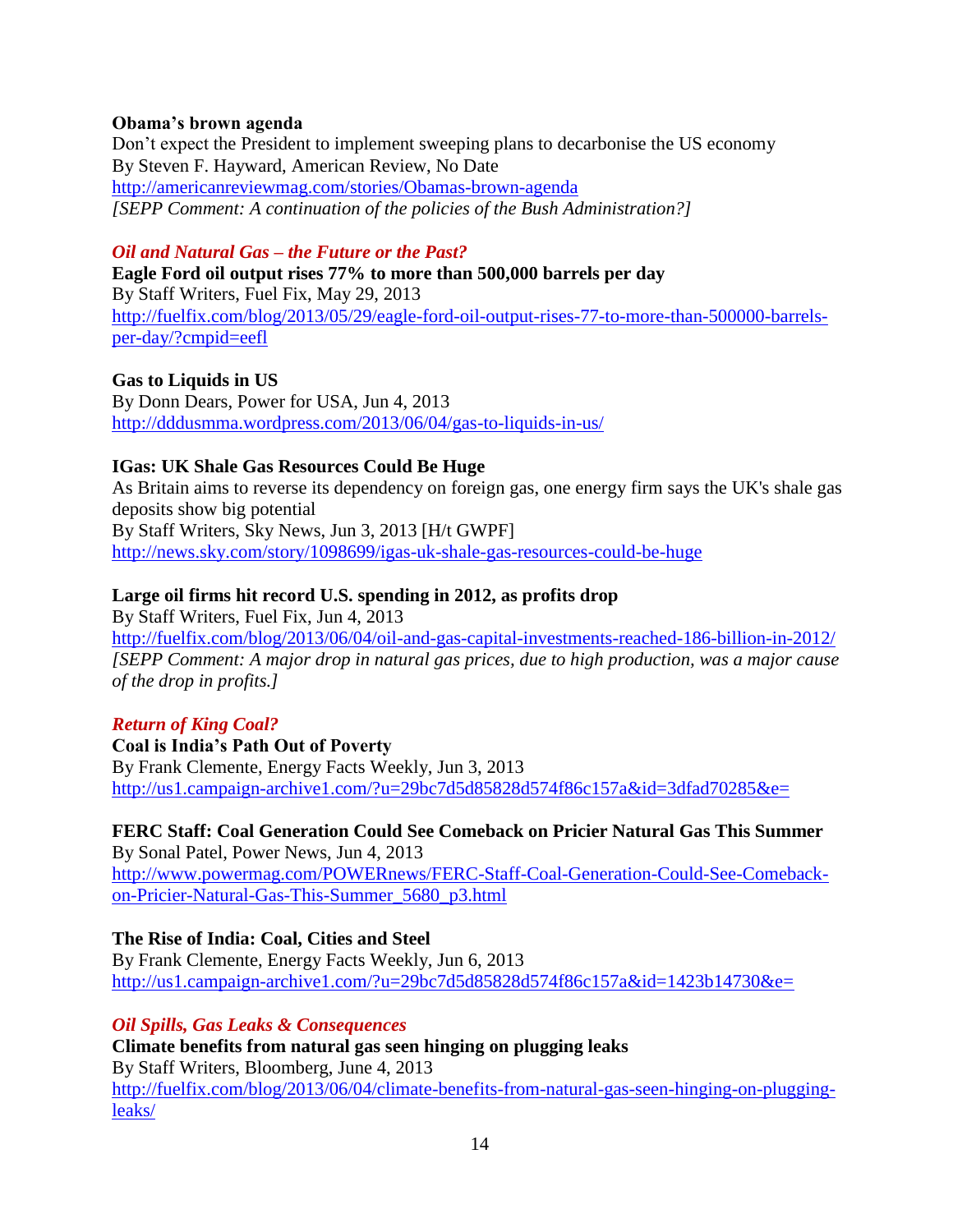**Obama's brown agenda**
Don't expect the President to implement sweeping plans to decarbonise the US economy
By Steven F. Hayward, American Review, No Date
http://americanreviewmag.com/stories/Obamas-brown-agenda
*[SEPP Comment: A continuation of the policies of the Bush Administration?]*

### *Oil and Natural Gas – the Future or the Past?*

**Eagle Ford oil output rises 77% to more than 500,000 barrels per day**
By Staff Writers, Fuel Fix, May 29, 2013
http://fuelfix.com/blog/2013/05/29/eagle-ford-oil-output-rises-77-to-more-than-500000-barrels-per-day/?cmpid=eefl

**Gas to Liquids in US**
By Donn Dears, Power for USA, Jun 4, 2013
http://dddusmma.wordpress.com/2013/06/04/gas-to-liquids-in-us/

**IGas: UK Shale Gas Resources Could Be Huge**
As Britain aims to reverse its dependency on foreign gas, one energy firm says the UK's shale gas deposits show big potential
By Staff Writers, Sky News, Jun 3, 2013 [H/t GWPF]
http://news.sky.com/story/1098699/igas-uk-shale-gas-resources-could-be-huge

**Large oil firms hit record U.S. spending in 2012, as profits drop**
By Staff Writers, Fuel Fix, Jun 4, 2013
http://fuelfix.com/blog/2013/06/04/oil-and-gas-capital-investments-reached-186-billion-in-2012/
*[SEPP Comment: A major drop in natural gas prices, due to high production, was a major cause of the drop in profits.]*

### *Return of King Coal?*

**Coal is India's Path Out of Poverty**
By Frank Clemente, Energy Facts Weekly, Jun 3, 2013
http://us1.campaign-archive1.com/?u=29bc7d5d85828d574f86c157a&id=3dfad70285&e=

**FERC Staff: Coal Generation Could See Comeback on Pricier Natural Gas This Summer**
By Sonal Patel, Power News, Jun 4, 2013
http://www.powermag.com/POWERnews/FERC-Staff-Coal-Generation-Could-See-Comeback-on-Pricier-Natural-Gas-This-Summer_5680_p3.html

**The Rise of India: Coal, Cities and Steel**
By Frank Clemente, Energy Facts Weekly, Jun 6, 2013
http://us1.campaign-archive1.com/?u=29bc7d5d85828d574f86c157a&id=1423b14730&e=

### *Oil Spills, Gas Leaks & Consequences*

**Climate benefits from natural gas seen hinging on plugging leaks**
By Staff Writers, Bloomberg, June 4, 2013
http://fuelfix.com/blog/2013/06/04/climate-benefits-from-natural-gas-seen-hinging-on-plugging-leaks/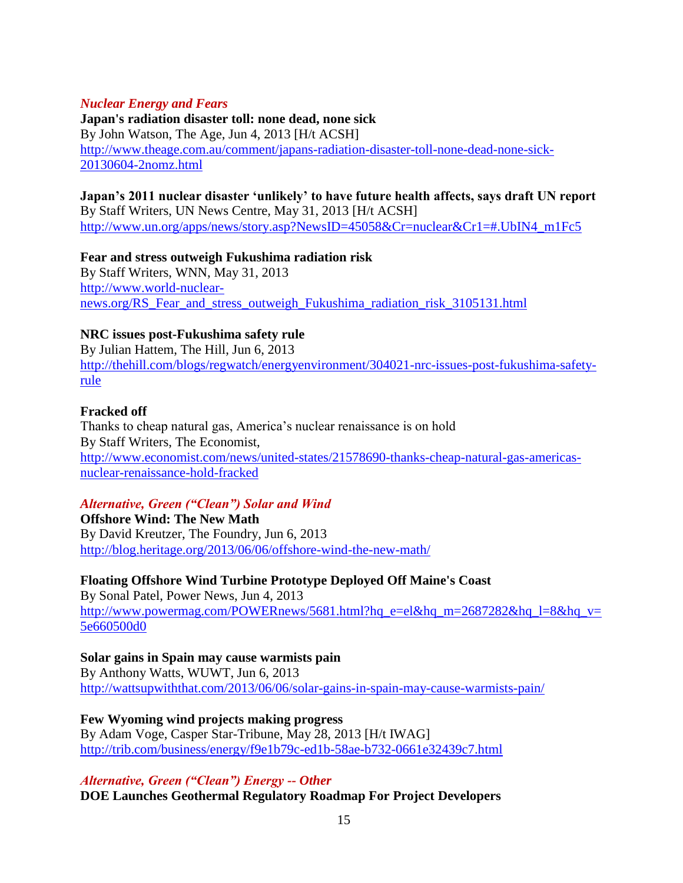### *Nuclear Energy and Fears*

**Japan's radiation disaster toll: none dead, none sick**
By John Watson, The Age, Jun 4, 2013 [H/t ACSH]
http://www.theage.com.au/comment/japans-radiation-disaster-toll-none-dead-none-sick-20130604-2nomz.html

**Japan's 2011 nuclear disaster 'unlikely' to have future health affects, says draft UN report**
By Staff Writers, UN News Centre, May 31, 2013 [H/t ACSH]
http://www.un.org/apps/news/story.asp?NewsID=45058&Cr=nuclear&Cr1=#.UbIN4_m1Fc5

**Fear and stress outweigh Fukushima radiation risk**
By Staff Writers, WNN, May 31, 2013
http://www.world-nuclear-news.org/RS_Fear_and_stress_outweigh_Fukushima_radiation_risk_3105131.html

**NRC issues post-Fukushima safety rule**
By Julian Hattem, The Hill, Jun 6, 2013
http://thehill.com/blogs/regwatch/energyenvironment/304021-nrc-issues-post-fukushima-safety-rule

**Fracked off**
Thanks to cheap natural gas, America's nuclear renaissance is on hold
By Staff Writers, The Economist,
http://www.economist.com/news/united-states/21578690-thanks-cheap-natural-gas-americas-nuclear-renaissance-hold-fracked

### *Alternative, Green ("Clean") Solar and Wind*

**Offshore Wind: The New Math**
By David Kreutzer, The Foundry, Jun 6, 2013
http://blog.heritage.org/2013/06/06/offshore-wind-the-new-math/

**Floating Offshore Wind Turbine Prototype Deployed Off Maine's Coast**
By Sonal Patel, Power News, Jun 4, 2013
http://www.powermag.com/POWERnews/5681.html?hq_e=el&hq_m=2687282&hq_l=8&hq_v=5e660500d0

**Solar gains in Spain may cause warmists pain**
By Anthony Watts, WUWT, Jun 6, 2013
http://wattsupwiththat.com/2013/06/06/solar-gains-in-spain-may-cause-warmists-pain/

**Few Wyoming wind projects making progress**
By Adam Voge, Casper Star-Tribune, May 28, 2013 [H/t IWAG]
http://trib.com/business/energy/f9e1b79c-ed1b-58ae-b732-0661e32439c7.html

### *Alternative, Green ("Clean") Energy -- Other*

**DOE Launches Geothermal Regulatory Roadmap For Project Developers**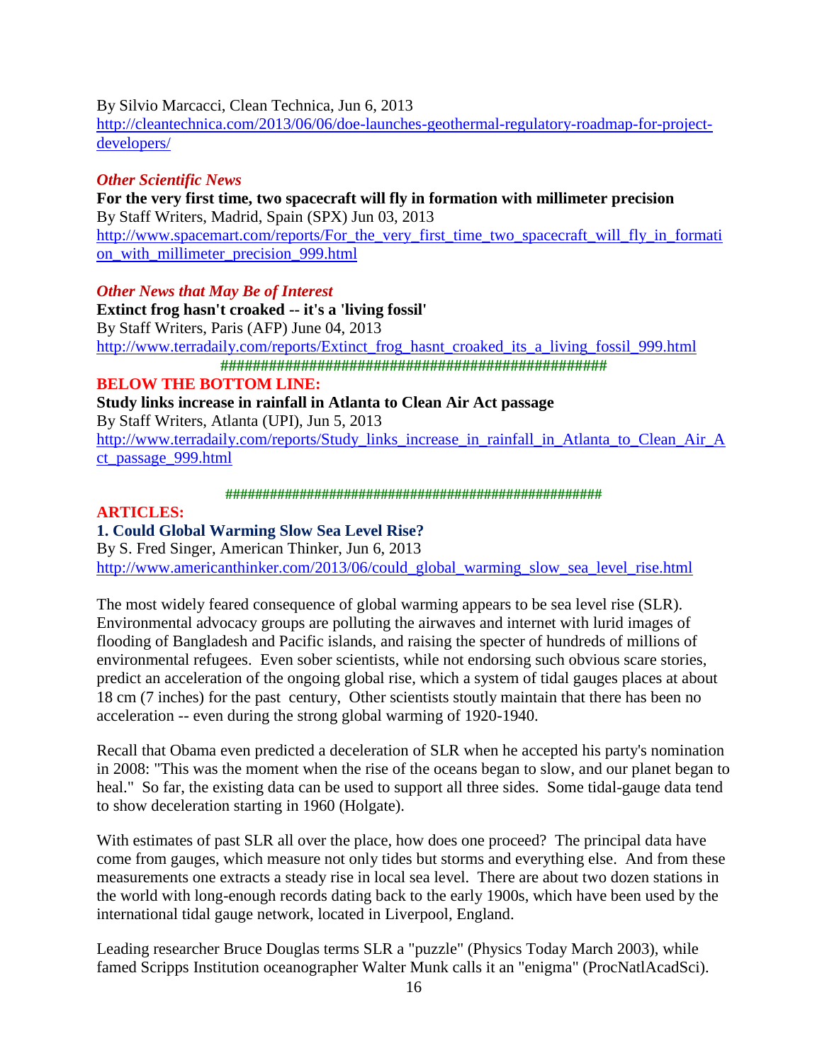By Silvio Marcacci, Clean Technica, Jun 6, 2013
http://cleantechnica.com/2013/06/06/doe-launches-geothermal-regulatory-roadmap-for-project-developers/

### *Other Scientific News*

**For the very first time, two spacecraft will fly in formation with millimeter precision**
By Staff Writers, Madrid, Spain (SPX) Jun 03, 2013
http://www.spacemart.com/reports/For_the_very_first_time_two_spacecraft_will_fly_in_formation_with_millimeter_precision_999.html

### *Other News that May Be of Interest*

**Extinct frog hasn't croaked -- it's a 'living fossil'**
By Staff Writers, Paris (AFP) June 04, 2013
http://www.terradaily.com/reports/Extinct_frog_hasnt_croaked_its_a_living_fossil_999.html

###################################################

## BELOW THE BOTTOM LINE:

**Study links increase in rainfall in Atlanta to Clean Air Act passage**
By Staff Writers, Atlanta (UPI), Jun 5, 2013
http://www.terradaily.com/reports/Study_links_increase_in_rainfall_in_Atlanta_to_Clean_Air_Act_passage_999.html

###################################################

## ARTICLES:

### 1. Could Global Warming Slow Sea Level Rise?

By S. Fred Singer, American Thinker, Jun 6, 2013
http://www.americanthinker.com/2013/06/could_global_warming_slow_sea_level_rise.html

The most widely feared consequence of global warming appears to be sea level rise (SLR). Environmental advocacy groups are polluting the airwaves and internet with lurid images of flooding of Bangladesh and Pacific islands, and raising the specter of hundreds of millions of environmental refugees. Even sober scientists, while not endorsing such obvious scare stories, predict an acceleration of the ongoing global rise, which a system of tidal gauges places at about 18 cm (7 inches) for the past century, Other scientists stoutly maintain that there has been no acceleration -- even during the strong global warming of 1920-1940.

Recall that Obama even predicted a deceleration of SLR when he accepted his party's nomination in 2008: "This was the moment when the rise of the oceans began to slow, and our planet began to heal." So far, the existing data can be used to support all three sides. Some tidal-gauge data tend to show deceleration starting in 1960 (Holgate).

With estimates of past SLR all over the place, how does one proceed? The principal data have come from gauges, which measure not only tides but storms and everything else. And from these measurements one extracts a steady rise in local sea level. There are about two dozen stations in the world with long-enough records dating back to the early 1900s, which have been used by the international tidal gauge network, located in Liverpool, England.

Leading researcher Bruce Douglas terms SLR a "puzzle" (Physics Today March 2003), while famed Scripps Institution oceanographer Walter Munk calls it an "enigma" (ProcNatlAcadSci).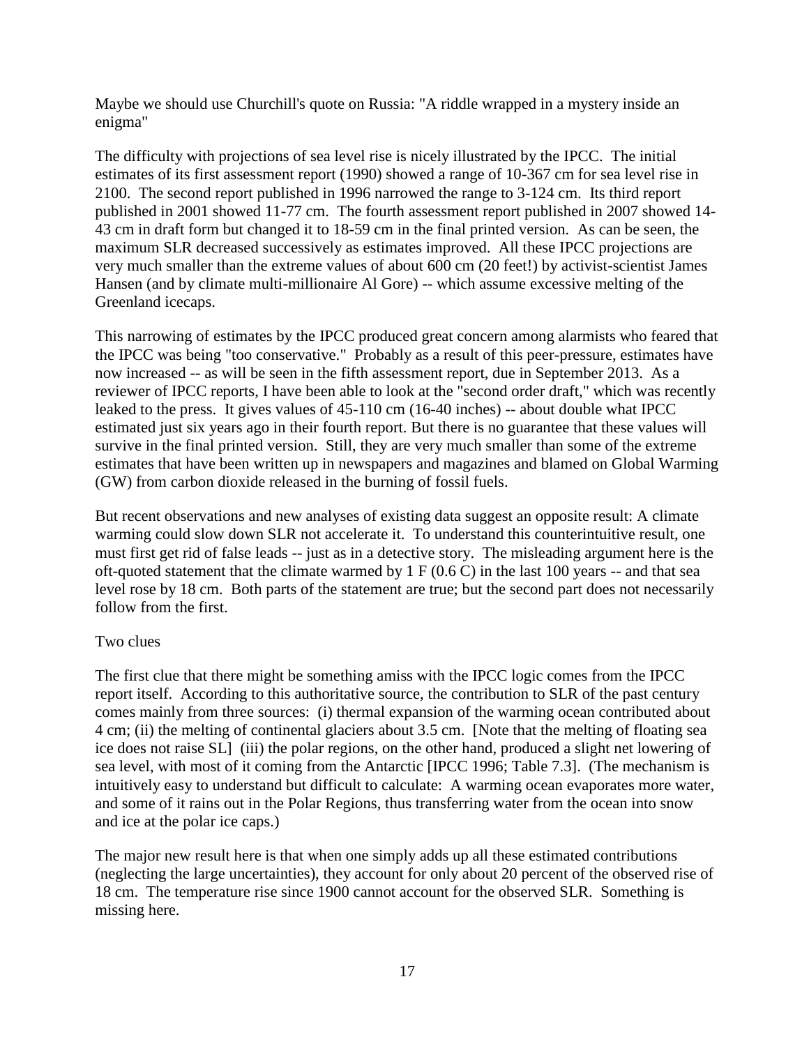Maybe we should use Churchill's quote on Russia: "A riddle wrapped in a mystery inside an enigma"

The difficulty with projections of sea level rise is nicely illustrated by the IPCC. The initial estimates of its first assessment report (1990) showed a range of 10-367 cm for sea level rise in 2100. The second report published in 1996 narrowed the range to 3-124 cm. Its third report published in 2001 showed 11-77 cm. The fourth assessment report published in 2007 showed 14-43 cm in draft form but changed it to 18-59 cm in the final printed version. As can be seen, the maximum SLR decreased successively as estimates improved. All these IPCC projections are very much smaller than the extreme values of about 600 cm (20 feet!) by activist-scientist James Hansen (and by climate multi-millionaire Al Gore) -- which assume excessive melting of the Greenland icecaps.

This narrowing of estimates by the IPCC produced great concern among alarmists who feared that the IPCC was being "too conservative." Probably as a result of this peer-pressure, estimates have now increased -- as will be seen in the fifth assessment report, due in September 2013. As a reviewer of IPCC reports, I have been able to look at the "second order draft," which was recently leaked to the press. It gives values of 45-110 cm (16-40 inches) -- about double what IPCC estimated just six years ago in their fourth report. But there is no guarantee that these values will survive in the final printed version. Still, they are very much smaller than some of the extreme estimates that have been written up in newspapers and magazines and blamed on Global Warming (GW) from carbon dioxide released in the burning of fossil fuels.

But recent observations and new analyses of existing data suggest an opposite result: A climate warming could slow down SLR not accelerate it. To understand this counterintuitive result, one must first get rid of false leads -- just as in a detective story. The misleading argument here is the oft-quoted statement that the climate warmed by 1 F (0.6 C) in the last 100 years -- and that sea level rose by 18 cm. Both parts of the statement are true; but the second part does not necessarily follow from the first.

Two clues

The first clue that there might be something amiss with the IPCC logic comes from the IPCC report itself. According to this authoritative source, the contribution to SLR of the past century comes mainly from three sources: (i) thermal expansion of the warming ocean contributed about 4 cm; (ii) the melting of continental glaciers about 3.5 cm. [Note that the melting of floating sea ice does not raise SL] (iii) the polar regions, on the other hand, produced a slight net lowering of sea level, with most of it coming from the Antarctic [IPCC 1996; Table 7.3]. (The mechanism is intuitively easy to understand but difficult to calculate: A warming ocean evaporates more water, and some of it rains out in the Polar Regions, thus transferring water from the ocean into snow and ice at the polar ice caps.)

The major new result here is that when one simply adds up all these estimated contributions (neglecting the large uncertainties), they account for only about 20 percent of the observed rise of 18 cm. The temperature rise since 1900 cannot account for the observed SLR. Something is missing here.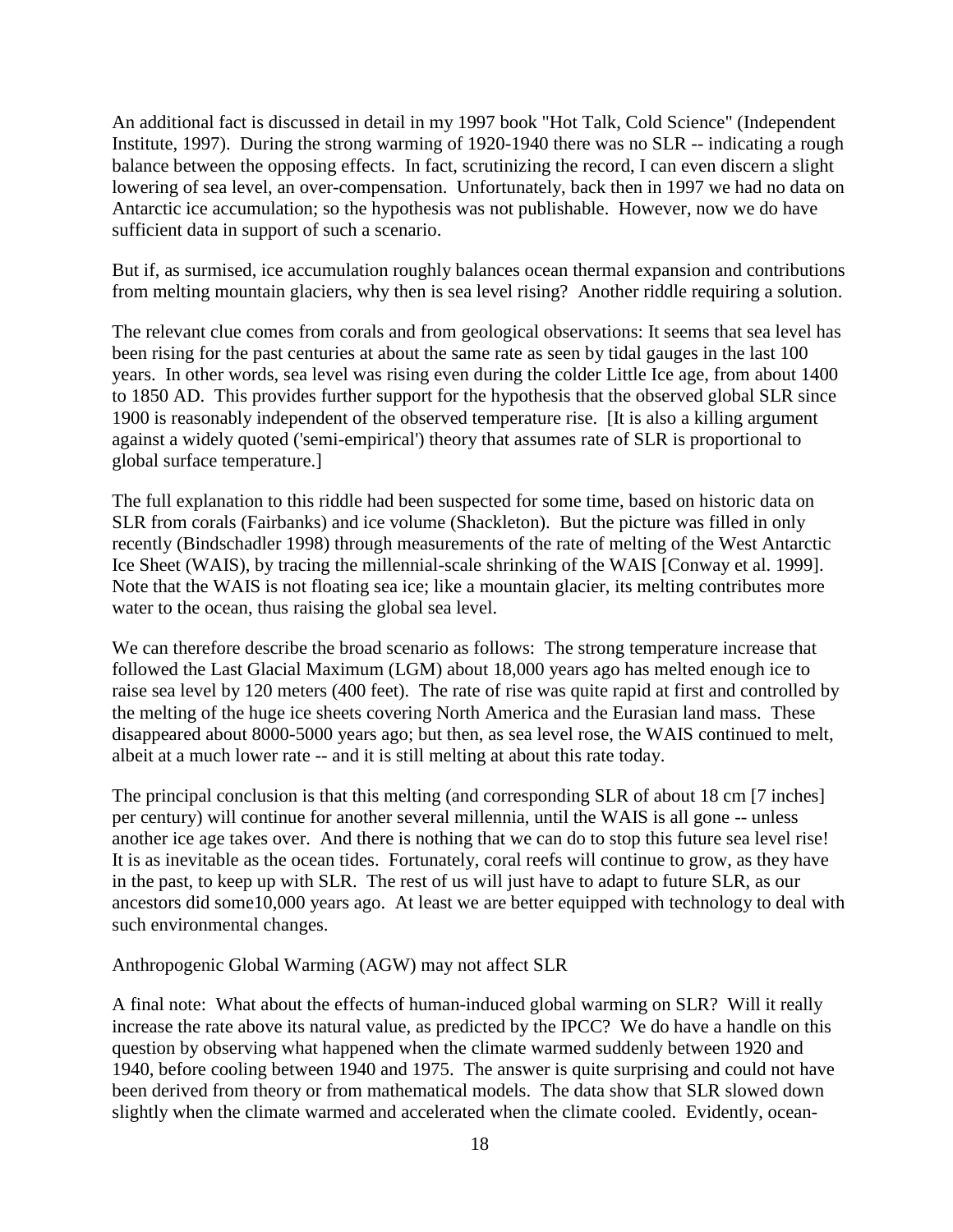An additional fact is discussed in detail in my 1997 book "Hot Talk, Cold Science" (Independent Institute, 1997). During the strong warming of 1920-1940 there was no SLR -- indicating a rough balance between the opposing effects. In fact, scrutinizing the record, I can even discern a slight lowering of sea level, an over-compensation. Unfortunately, back then in 1997 we had no data on Antarctic ice accumulation; so the hypothesis was not publishable. However, now we do have sufficient data in support of such a scenario.

But if, as surmised, ice accumulation roughly balances ocean thermal expansion and contributions from melting mountain glaciers, why then is sea level rising? Another riddle requiring a solution.

The relevant clue comes from corals and from geological observations: It seems that sea level has been rising for the past centuries at about the same rate as seen by tidal gauges in the last 100 years. In other words, sea level was rising even during the colder Little Ice age, from about 1400 to 1850 AD. This provides further support for the hypothesis that the observed global SLR since 1900 is reasonably independent of the observed temperature rise. [It is also a killing argument against a widely quoted ('semi-empirical') theory that assumes rate of SLR is proportional to global surface temperature.]

The full explanation to this riddle had been suspected for some time, based on historic data on SLR from corals (Fairbanks) and ice volume (Shackleton). But the picture was filled in only recently (Bindschadler 1998) through measurements of the rate of melting of the West Antarctic Ice Sheet (WAIS), by tracing the millennial-scale shrinking of the WAIS [Conway et al. 1999]. Note that the WAIS is not floating sea ice; like a mountain glacier, its melting contributes more water to the ocean, thus raising the global sea level.

We can therefore describe the broad scenario as follows: The strong temperature increase that followed the Last Glacial Maximum (LGM) about 18,000 years ago has melted enough ice to raise sea level by 120 meters (400 feet). The rate of rise was quite rapid at first and controlled by the melting of the huge ice sheets covering North America and the Eurasian land mass. These disappeared about 8000-5000 years ago; but then, as sea level rose, the WAIS continued to melt, albeit at a much lower rate -- and it is still melting at about this rate today.

The principal conclusion is that this melting (and corresponding SLR of about 18 cm [7 inches] per century) will continue for another several millennia, until the WAIS is all gone -- unless another ice age takes over. And there is nothing that we can do to stop this future sea level rise! It is as inevitable as the ocean tides. Fortunately, coral reefs will continue to grow, as they have in the past, to keep up with SLR. The rest of us will just have to adapt to future SLR, as our ancestors did some10,000 years ago. At least we are better equipped with technology to deal with such environmental changes.

Anthropogenic Global Warming (AGW) may not affect SLR

A final note: What about the effects of human-induced global warming on SLR? Will it really increase the rate above its natural value, as predicted by the IPCC? We do have a handle on this question by observing what happened when the climate warmed suddenly between 1920 and 1940, before cooling between 1940 and 1975. The answer is quite surprising and could not have been derived from theory or from mathematical models. The data show that SLR slowed down slightly when the climate warmed and accelerated when the climate cooled. Evidently, ocean-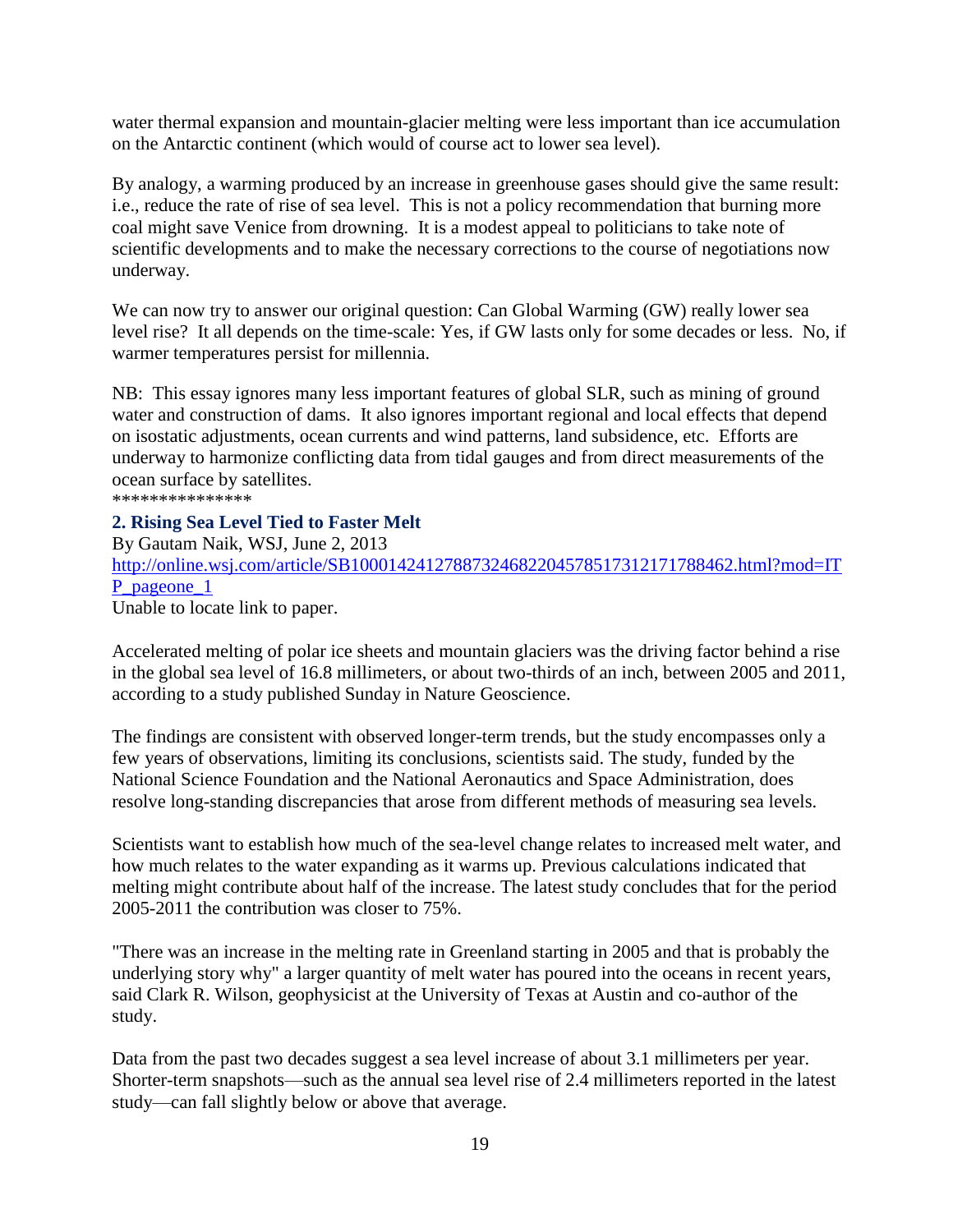water thermal expansion and mountain-glacier melting were less important than ice accumulation on the Antarctic continent (which would of course act to lower sea level).

By analogy, a warming produced by an increase in greenhouse gases should give the same result: i.e., reduce the rate of rise of sea level. This is not a policy recommendation that burning more coal might save Venice from drowning. It is a modest appeal to politicians to take note of scientific developments and to make the necessary corrections to the course of negotiations now underway.

We can now try to answer our original question: Can Global Warming (GW) really lower sea level rise? It all depends on the time-scale: Yes, if GW lasts only for some decades or less. No, if warmer temperatures persist for millennia.

NB: This essay ignores many less important features of global SLR, such as mining of ground water and construction of dams. It also ignores important regional and local effects that depend on isostatic adjustments, ocean currents and wind patterns, land subsidence, etc. Efforts are underway to harmonize conflicting data from tidal gauges and from direct measurements of the ocean surface by satellites.

***************

### 2. Rising Sea Level Tied to Faster Melt

By Gautam Naik, WSJ, June 2, 2013
[http://online.wsj.com/article/SB10001424127887324682204578517312171788462.html?mod=ITP_pageone_1](http://online.wsj.com/article/SB10001424127887324682204578517312171788462.html?mod=ITP_pageone_1)
Unable to locate link to paper.

Accelerated melting of polar ice sheets and mountain glaciers was the driving factor behind a rise in the global sea level of 16.8 millimeters, or about two-thirds of an inch, between 2005 and 2011, according to a study published Sunday in Nature Geoscience.

The findings are consistent with observed longer-term trends, but the study encompasses only a few years of observations, limiting its conclusions, scientists said. The study, funded by the National Science Foundation and the National Aeronautics and Space Administration, does resolve long-standing discrepancies that arose from different methods of measuring sea levels.

Scientists want to establish how much of the sea-level change relates to increased melt water, and how much relates to the water expanding as it warms up. Previous calculations indicated that melting might contribute about half of the increase. The latest study concludes that for the period 2005-2011 the contribution was closer to 75%.

"There was an increase in the melting rate in Greenland starting in 2005 and that is probably the underlying story why" a larger quantity of melt water has poured into the oceans in recent years, said Clark R. Wilson, geophysicist at the University of Texas at Austin and co-author of the study.

Data from the past two decades suggest a sea level increase of about 3.1 millimeters per year. Shorter-term snapshots—such as the annual sea level rise of 2.4 millimeters reported in the latest study—can fall slightly below or above that average.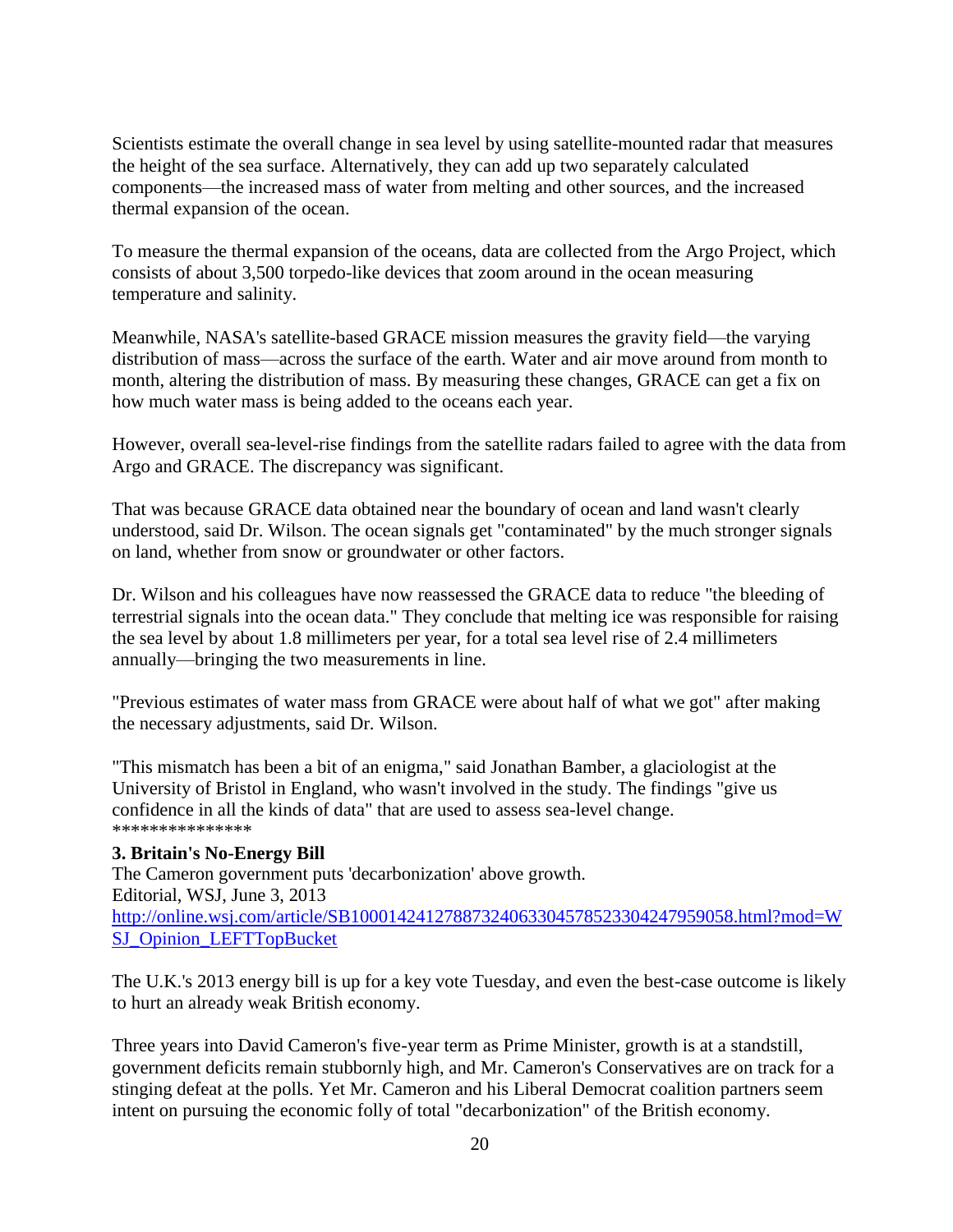Scientists estimate the overall change in sea level by using satellite-mounted radar that measures the height of the sea surface. Alternatively, they can add up two separately calculated components—the increased mass of water from melting and other sources, and the increased thermal expansion of the ocean.

To measure the thermal expansion of the oceans, data are collected from the Argo Project, which consists of about 3,500 torpedo-like devices that zoom around in the ocean measuring temperature and salinity.

Meanwhile, NASA's satellite-based GRACE mission measures the gravity field—the varying distribution of mass—across the surface of the earth. Water and air move around from month to month, altering the distribution of mass. By measuring these changes, GRACE can get a fix on how much water mass is being added to the oceans each year.

However, overall sea-level-rise findings from the satellite radars failed to agree with the data from Argo and GRACE. The discrepancy was significant.

That was because GRACE data obtained near the boundary of ocean and land wasn't clearly understood, said Dr. Wilson. The ocean signals get "contaminated" by the much stronger signals on land, whether from snow or groundwater or other factors.

Dr. Wilson and his colleagues have now reassessed the GRACE data to reduce "the bleeding of terrestrial signals into the ocean data." They conclude that melting ice was responsible for raising the sea level by about 1.8 millimeters per year, for a total sea level rise of 2.4 millimeters annually—bringing the two measurements in line.

"Previous estimates of water mass from GRACE were about half of what we got" after making the necessary adjustments, said Dr. Wilson.

"This mismatch has been a bit of an enigma," said Jonathan Bamber, a glaciologist at the University of Bristol in England, who wasn't involved in the study. The findings "give us confidence in all the kinds of data" that are used to assess sea-level change.
***************

**3. Britain's No-Energy Bill**
The Cameron government puts 'decarbonization' above growth.
Editorial, WSJ, June 3, 2013
http://online.wsj.com/article/SB10001424127887324063304578523304247959058.html?mod=WSJ_Opinion_LEFTTopBucket

The U.K.'s 2013 energy bill is up for a key vote Tuesday, and even the best-case outcome is likely to hurt an already weak British economy.

Three years into David Cameron's five-year term as Prime Minister, growth is at a standstill, government deficits remain stubbornly high, and Mr. Cameron's Conservatives are on track for a stinging defeat at the polls. Yet Mr. Cameron and his Liberal Democrat coalition partners seem intent on pursuing the economic folly of total "decarbonization" of the British economy.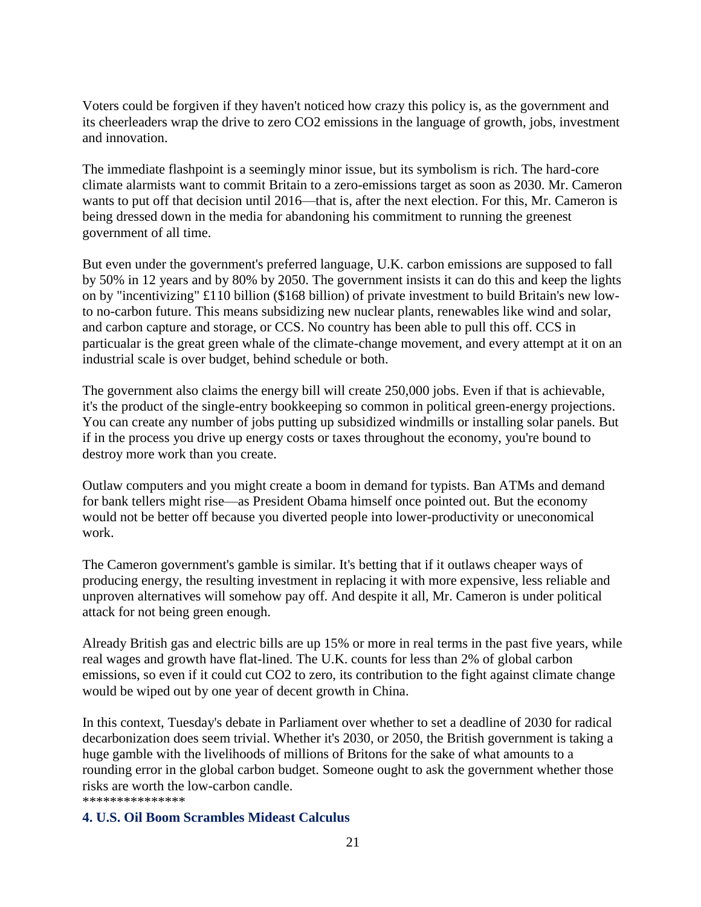Voters could be forgiven if they haven't noticed how crazy this policy is, as the government and its cheerleaders wrap the drive to zero $CO_2$ emissions in the language of growth, jobs, investment and innovation.

The immediate flashpoint is a seemingly minor issue, but its symbolism is rich. The hard-core climate alarmists want to commit Britain to a zero-emissions target as soon as 2030. Mr. Cameron wants to put off that decision until 2016—that is, after the next election. For this, Mr. Cameron is being dressed down in the media for abandoning his commitment to running the greenest government of all time.

But even under the government's preferred language, U.K. carbon emissions are supposed to fall by 50% in 12 years and by 80% by 2050. The government insists it can do this and keep the lights on by "incentivizing" £110 billion ($168 billion) of private investment to build Britain's new low-to no-carbon future. This means subsidizing new nuclear plants, renewables like wind and solar, and carbon capture and storage, or CCS. No country has been able to pull this off. CCS in particular is the great green whale of the climate-change movement, and every attempt at it on an industrial scale is over budget, behind schedule or both.

The government also claims the energy bill will create 250,000 jobs. Even if that is achievable, it's the product of the single-entry bookkeeping so common in political green-energy projections. You can create any number of jobs putting up subsidized windmills or installing solar panels. But if in the process you drive up energy costs or taxes throughout the economy, you're bound to destroy more work than you create.

Outlaw computers and you might create a boom in demand for typists. Ban ATMs and demand for bank tellers might rise—as President Obama himself once pointed out. But the economy would not be better off because you diverted people into lower-productivity or uneconomical work.

The Cameron government's gamble is similar. It's betting that if it outlaws cheaper ways of producing energy, the resulting investment in replacing it with more expensive, less reliable and unproven alternatives will somehow pay off. And despite it all, Mr. Cameron is under political attack for not being green enough.

Already British gas and electric bills are up 15% or more in real terms in the past five years, while real wages and growth have flat-lined. The U.K. counts for less than 2% of global carbon emissions, so even if it could cut $CO_2$ to zero, its contribution to the fight against climate change would be wiped out by one year of decent growth in China.

In this context, Tuesday's debate in Parliament over whether to set a deadline of 2030 for radical decarbonization does seem trivial. Whether it's 2030, or 2050, the British government is taking a huge gamble with the livelihoods of millions of Britons for the sake of what amounts to a rounding error in the global carbon budget. Someone ought to ask the government whether those risks are worth the low-carbon candle.

***************

### 4. U.S. Oil Boom Scrambles Mideast Calculus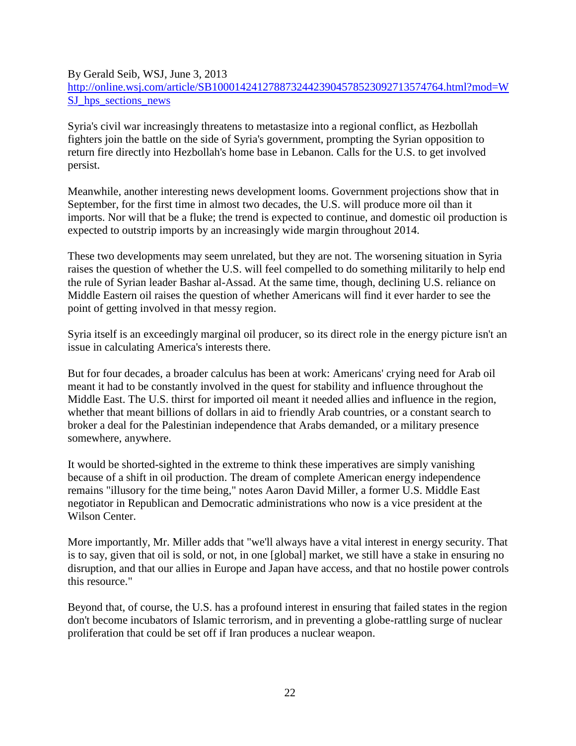By Gerald Seib, WSJ, June 3, 2013
http://online.wsj.com/article/SB10001424127887324423904578523092713574764.html?mod=WSJ_hps_sections_news

Syria's civil war increasingly threatens to metastasize into a regional conflict, as Hezbollah fighters join the battle on the side of Syria's government, prompting the Syrian opposition to return fire directly into Hezbollah's home base in Lebanon. Calls for the U.S. to get involved persist.

Meanwhile, another interesting news development looms. Government projections show that in September, for the first time in almost two decades, the U.S. will produce more oil than it imports. Nor will that be a fluke; the trend is expected to continue, and domestic oil production is expected to outstrip imports by an increasingly wide margin throughout 2014.

These two developments may seem unrelated, but they are not. The worsening situation in Syria raises the question of whether the U.S. will feel compelled to do something militarily to help end the rule of Syrian leader Bashar al-Assad. At the same time, though, declining U.S. reliance on Middle Eastern oil raises the question of whether Americans will find it ever harder to see the point of getting involved in that messy region.

Syria itself is an exceedingly marginal oil producer, so its direct role in the energy picture isn't an issue in calculating America's interests there.

But for four decades, a broader calculus has been at work: Americans' crying need for Arab oil meant it had to be constantly involved in the quest for stability and influence throughout the Middle East. The U.S. thirst for imported oil meant it needed allies and influence in the region, whether that meant billions of dollars in aid to friendly Arab countries, or a constant search to broker a deal for the Palestinian independence that Arabs demanded, or a military presence somewhere, anywhere.

It would be shorted-sighted in the extreme to think these imperatives are simply vanishing because of a shift in oil production. The dream of complete American energy independence remains "illusory for the time being," notes Aaron David Miller, a former U.S. Middle East negotiator in Republican and Democratic administrations who now is a vice president at the Wilson Center.

More importantly, Mr. Miller adds that "we'll always have a vital interest in energy security. That is to say, given that oil is sold, or not, in one [global] market, we still have a stake in ensuring no disruption, and that our allies in Europe and Japan have access, and that no hostile power controls this resource."

Beyond that, of course, the U.S. has a profound interest in ensuring that failed states in the region don't become incubators of Islamic terrorism, and in preventing a globe-rattling surge of nuclear proliferation that could be set off if Iran produces a nuclear weapon.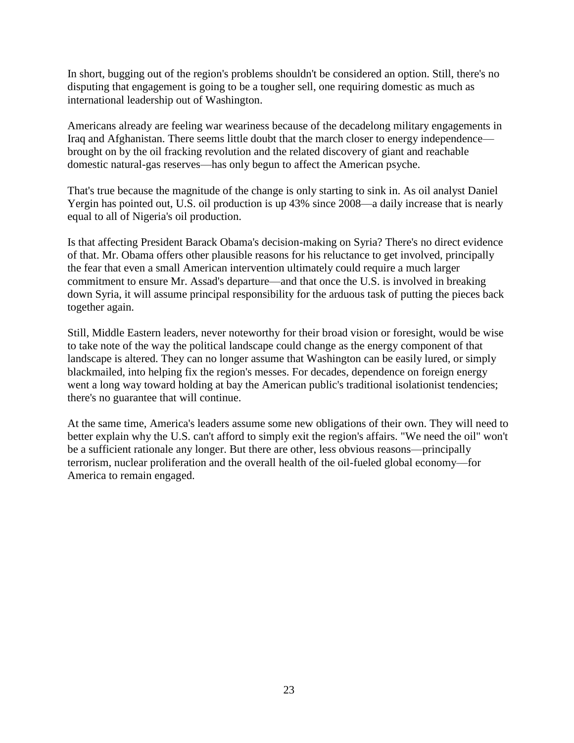In short, bugging out of the region's problems shouldn't be considered an option. Still, there's no disputing that engagement is going to be a tougher sell, one requiring domestic as much as international leadership out of Washington.

Americans already are feeling war weariness because of the decadelong military engagements in Iraq and Afghanistan. There seems little doubt that the march closer to energy independence—brought on by the oil fracking revolution and the related discovery of giant and reachable domestic natural-gas reserves—has only begun to affect the American psyche.

That's true because the magnitude of the change is only starting to sink in. As oil analyst Daniel Yergin has pointed out, U.S. oil production is up 43% since 2008—a daily increase that is nearly equal to all of Nigeria's oil production.

Is that affecting President Barack Obama's decision-making on Syria? There's no direct evidence of that. Mr. Obama offers other plausible reasons for his reluctance to get involved, principally the fear that even a small American intervention ultimately could require a much larger commitment to ensure Mr. Assad's departure—and that once the U.S. is involved in breaking down Syria, it will assume principal responsibility for the arduous task of putting the pieces back together again.

Still, Middle Eastern leaders, never noteworthy for their broad vision or foresight, would be wise to take note of the way the political landscape could change as the energy component of that landscape is altered. They can no longer assume that Washington can be easily lured, or simply blackmailed, into helping fix the region's messes. For decades, dependence on foreign energy went a long way toward holding at bay the American public's traditional isolationist tendencies; there's no guarantee that will continue.

At the same time, America's leaders assume some new obligations of their own. They will need to better explain why the U.S. can't afford to simply exit the region's affairs. "We need the oil" won't be a sufficient rationale any longer. But there are other, less obvious reasons—principally terrorism, nuclear proliferation and the overall health of the oil-fueled global economy—for America to remain engaged.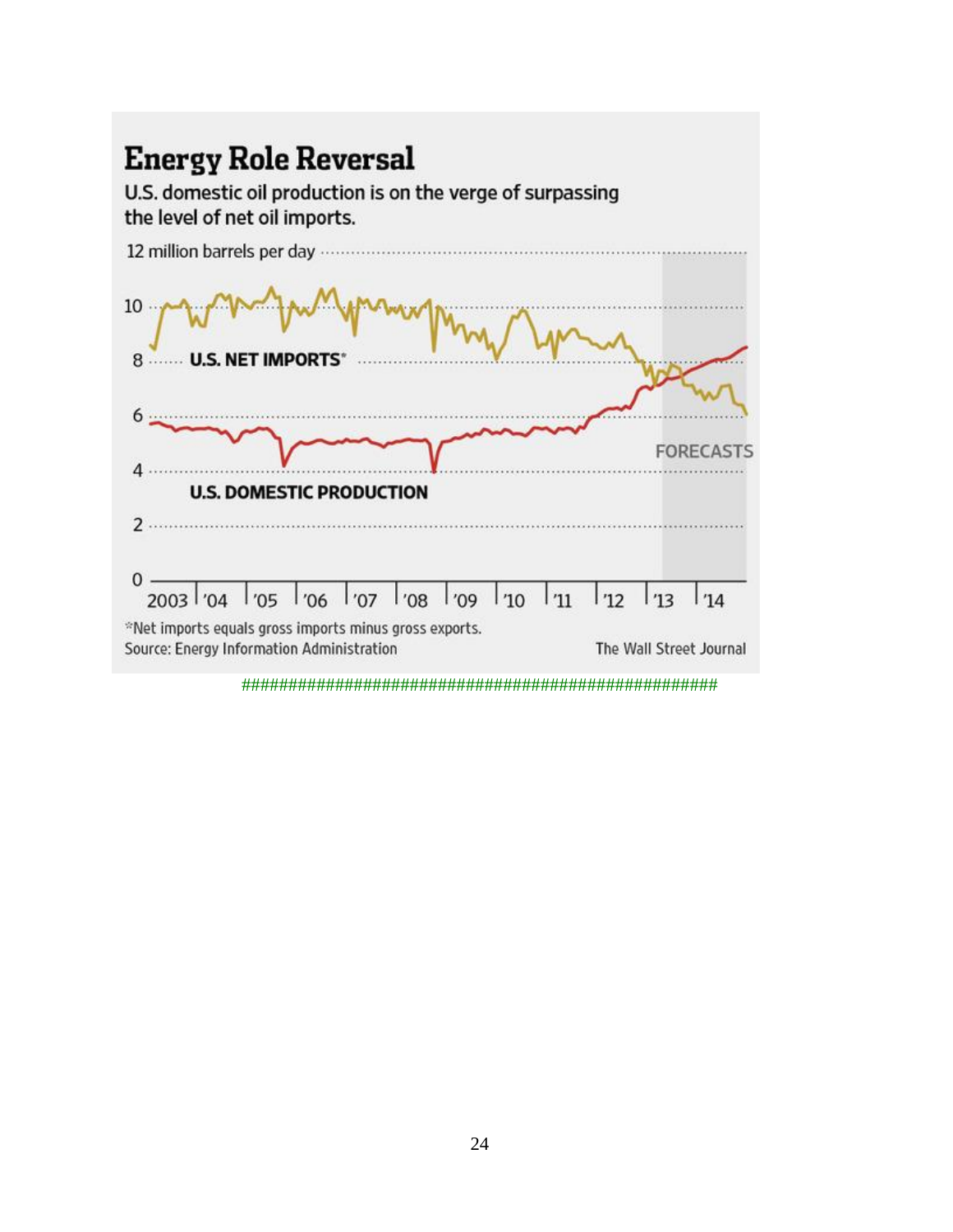## Energy Role Reversal

U.S. domestic oil production is on the verge of surpassing the level of net oil imports.

12 million barrels per day

10

8 U.S. NET IMPORTS*

6

FORECASTS

4

U.S. DOMESTIC PRODUCTION

2

0

2003 '04 '05 '06 '07 '08 '09 '10 '11 '12 '13 '14

*Net imports equals gross imports minus gross exports.

Source: Energy Information Administration

The Wall Street Journal

##################################################